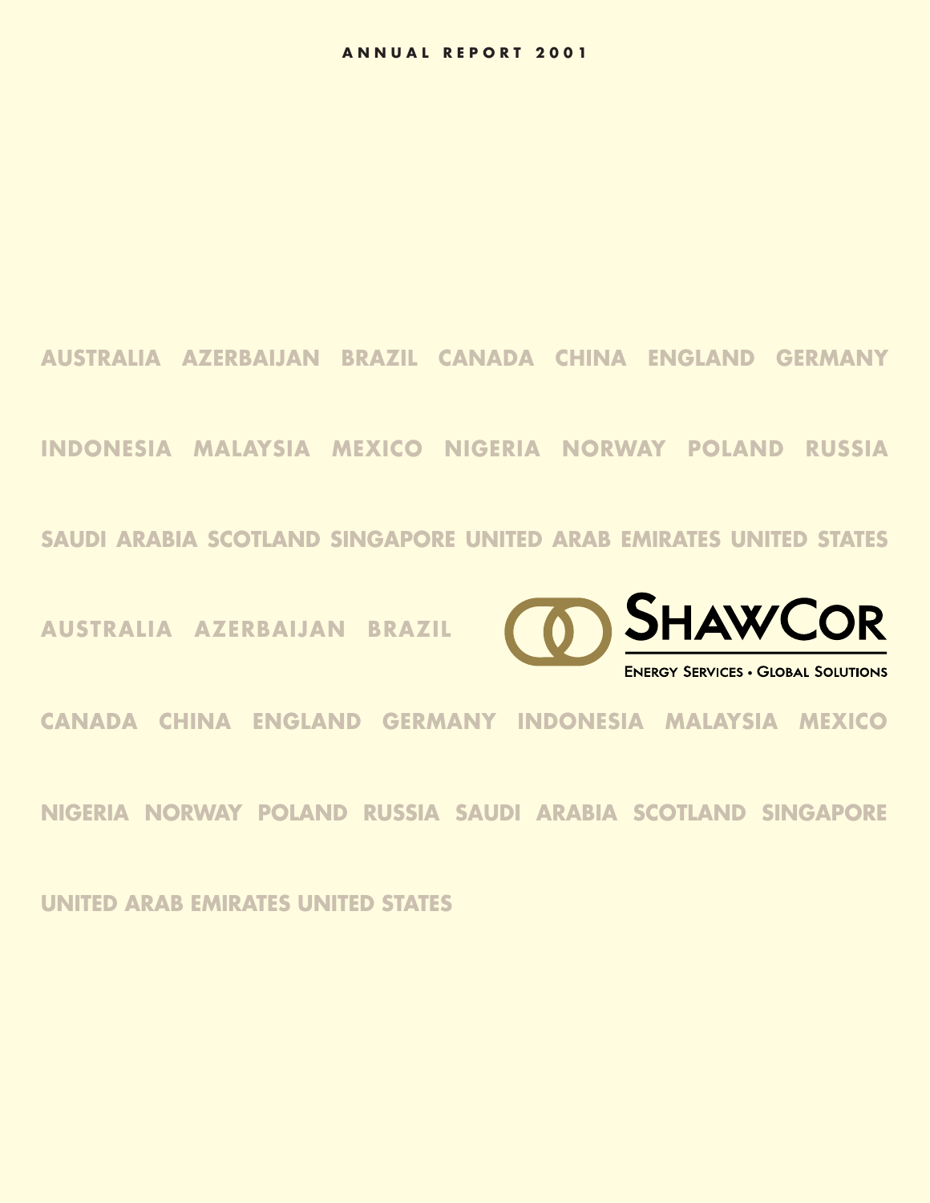ANNUAL REPORT 2001

AUSTRALIA AZERBAIJAN BRAZIL CANADA CHINA ENGLAND GERMANY

INDONESIA MALAYSIA MEXICO NIGERIA NORWAY POLAND RUSSIA

SAUDI ARABIA SCOTLAND SINGAPORE UNITED ARAB EMIRATES UNITED STATES

AUSTRALIA AZERBAIJAN BRAZIL

# SHAWCOR

ENERGY SERVICES • GLOBAL SOLUTIONS

CANADA CHINA ENGLAND GERMANY INDONESIA MALAYSIA MEXICO

NIGERIA NORWAY POLAND RUSSIA SAUDI ARABIA SCOTLAND SINGAPORE

UNITED ARAB EMIRATES UNITED STATES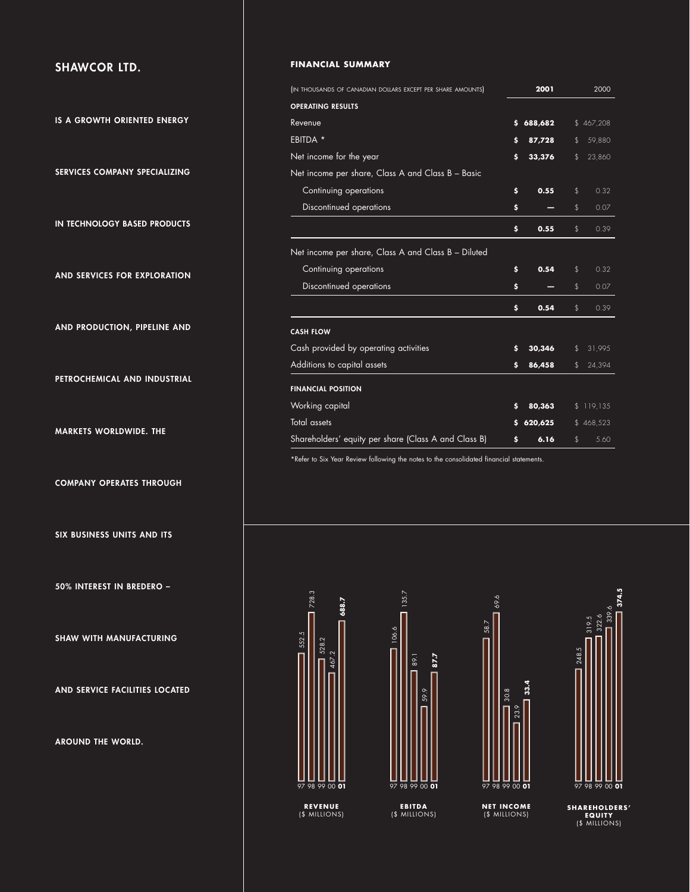## SHAWCOR LTD.

IS A GROWTH ORIENTED ENERGY SERVICES COMPANY SPECIALIZING IN TECHNOLOGY BASED PRODUCTS AND SERVICES FOR EXPLORATION AND PRODUCTION, PIPELINE AND PETROCHEMICAL AND INDUSTRIAL MARKETS WORLDWIDE. THE COMPANY OPERATES THROUGH SIX BUSINESS UNITS AND ITS 50% INTEREST IN BREDERO – SHAW WITH MANUFACTURING AND SERVICE FACILITIES LOCATED AROUND THE WORLD.

## FINANCIAL SUMMARY

| (IN THOUSANDS OF CANADIAN DOLLARS EXCEPT PER SHARE AMOUNTS) | 2001 | 2000 |
|---|---|---|
| **OPERATING RESULTS** | | |
| Revenue | $ 688,682 | $ 467,208 |
| EBITDA * | $ 87,728 | $ 59,880 |
| Net income for the year | $ 33,376 | $ 23,860 |
| Net income per share, Class A and Class B – Basic | | |
| Continuing operations | $ 0.55 | $ 0.32 |
| Discontinued operations | $ — | $ 0.07 |
| | $ 0.55 | $ 0.39 |
| Net income per share, Class A and Class B – Diluted | | |
| Continuing operations | $ 0.54 | $ 0.32 |
| Discontinued operations | $ — | $ 0.07 |
| | $ 0.54 | $ 0.39 |
| **CASH FLOW** | | |
| Cash provided by operating activities | $ 30,346 | $ 31,995 |
| Additions to capital assets | $ 86,458 | $ 24,394 |
| **FINANCIAL POSITION** | | |
| Working capital | $ 80,363 | $ 119,135 |
| Total assets | $ 620,625 | $ 468,523 |
| Shareholders' equity per share (Class A and Class B) | $ 6.16 | $ 5.60 |

*Refer to Six Year Review following the notes to the consolidated financial statements.

| | 97 | 98 | 99 | 00 | 01 |
|---|---|---|---|---|---|
| REVENUE ($ MILLIONS) | 552.5 | 728.3 | 528.2 | 467.2 | 688.7 |
| EBITDA ($ MILLIONS) | 106.6 | 135.7 | 89.1 | 59.9 | 87.7 |
| NET INCOME ($ MILLIONS) | 58.7 | 69.6 | 30.8 | 23.9 | 33.4 |
| SHAREHOLDERS' EQUITY ($ MILLIONS) | 248.5 | 319.5 | 322.6 | 339.6 | 374.5 |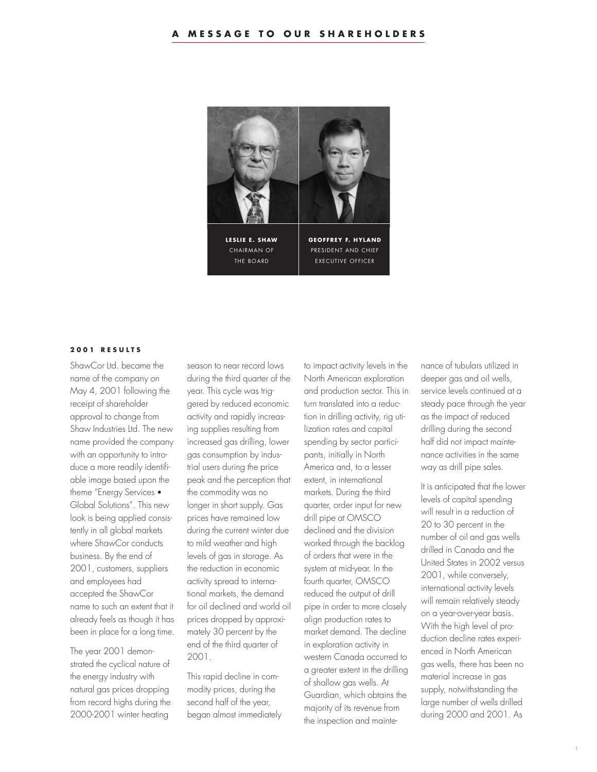# A MESSAGE TO OUR SHAREHOLDERS

**LESLIE E. SHAW**
CHAIRMAN OF THE BOARD

**GEOFFREY F. HYLAND**
PRESIDENT AND CHIEF EXECUTIVE OFFICER

### 2001 RESULTS

ShawCor Ltd. became the name of the company on May 4, 2001 following the receipt of shareholder approval to change from Shaw Industries Ltd. The new name provided the company with an opportunity to introduce a more readily identifiable image based upon the theme "Energy Services • Global Solutions". This new look is being applied consistently in all global markets where ShawCor conducts business. By the end of 2001, customers, suppliers and employees had accepted the ShawCor name to such an extent that it already feels as though it has been in place for a long time.

The year 2001 demonstrated the cyclical nature of the energy industry with natural gas prices dropping from record highs during the 2000-2001 winter heating season to near record lows during the third quarter of the year. This cycle was triggered by reduced economic activity and rapidly increasing supplies resulting from increased gas drilling, lower gas consumption by industrial users during the price peak and the perception that the commodity was no longer in short supply. Gas prices have remained low during the current winter due to mild weather and high levels of gas in storage. As the reduction in economic activity spread to international markets, the demand for oil declined and world oil prices dropped by approximately 30 percent by the end of the third quarter of 2001.

This rapid decline in commodity prices, during the second half of the year, began almost immediately to impact activity levels in the North American exploration and production sector. This in turn translated into a reduction in drilling activity, rig utilization rates and capital spending by sector participants, initially in North America and, to a lesser extent, in international markets. During the third quarter, order input for new drill pipe at OMSCO declined and the division worked through the backlog of orders that were in the system at mid-year. In the fourth quarter, OMSCO reduced the output of drill pipe in order to more closely align production rates to market demand. The decline in exploration activity in western Canada occurred to a greater extent in the drilling of shallow gas wells. At Guardian, which obtains the majority of its revenue from the inspection and maintenance of tubulars utilized in deeper gas and oil wells, service levels continued at a steady pace through the year as the impact of reduced drilling during the second half did not impact maintenance activities in the same way as drill pipe sales.

It is anticipated that the lower levels of capital spending will result in a reduction of 20 to 30 percent in the number of oil and gas wells drilled in Canada and the United States in 2002 versus 2001, while conversely, international activity levels will remain relatively steady on a year-over-year basis. With the high level of production decline rates experienced in North American gas wells, there has been no material increase in gas supply, notwithstanding the large number of wells drilled during 2000 and 2001. As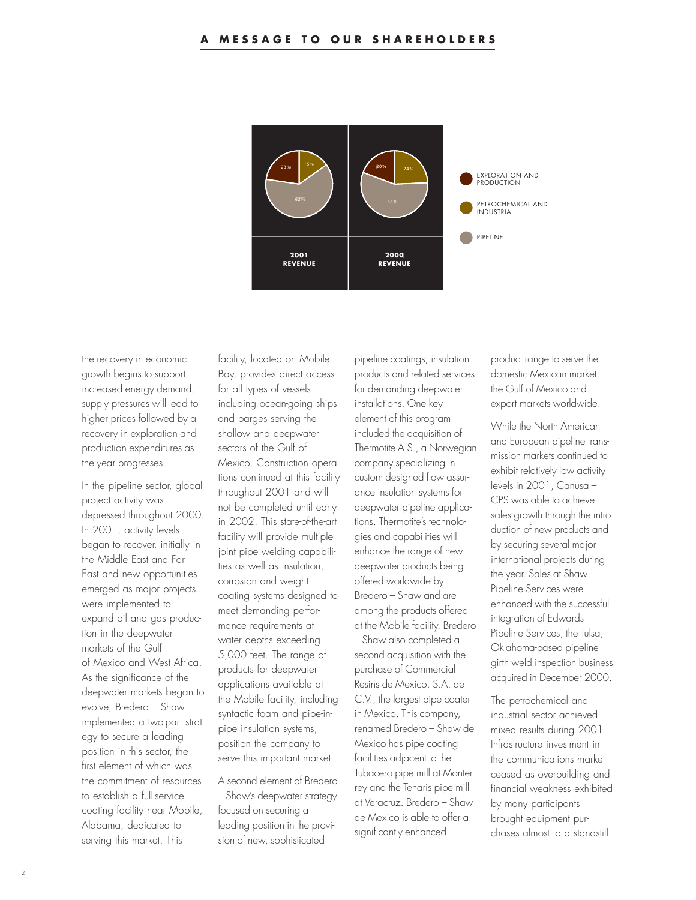## A MESSAGE TO OUR SHAREHOLDERS

| | 2001 Revenue | 2000 Revenue |
|---|---|---|
| Exploration and Production | 23% | 20% |
| Petrochemical and Industrial | 15% | 24% |
| Pipeline | 62% | 56% |

the recovery in economic growth begins to support increased energy demand, supply pressures will lead to higher prices followed by a recovery in exploration and production expenditures as the year progresses.

In the pipeline sector, global project activity was depressed throughout 2000. In 2001, activity levels began to recover, initially in the Middle East and Far East and new opportunities emerged as major projects were implemented to expand oil and gas production in the deepwater markets of the Gulf of Mexico and West Africa. As the significance of the deepwater markets began to evolve, Bredero – Shaw implemented a two-part strategy to secure a leading position in this sector, the first element of which was the commitment of resources to establish a full-service coating facility near Mobile, Alabama, dedicated to serving this market. This facility, located on Mobile Bay, provides direct access for all types of vessels including ocean-going ships and barges serving the shallow and deepwater sectors of the Gulf of Mexico. Construction operations continued at this facility throughout 2001 and will not be completed until early in 2002. This state-of-the-art facility will provide multiple joint pipe welding capabilities as well as insulation, corrosion and weight coating systems designed to meet demanding performance requirements at water depths exceeding 5,000 feet. The range of products for deepwater applications available at the Mobile facility, including syntactic foam and pipe-in-pipe insulation systems, position the company to serve this important market.

A second element of Bredero – Shaw's deepwater strategy focused on securing a leading position in the provision of new, sophisticated pipeline coatings, insulation products and related services for demanding deepwater installations. One key element of this program included the acquisition of Thermotite A.S., a Norwegian company specializing in custom designed flow assurance insulation systems for deepwater pipeline applications. Thermotite's technologies and capabilities will enhance the range of new deepwater products being offered worldwide by Bredero – Shaw and are among the products offered at the Mobile facility. Bredero – Shaw also completed a second acquisition with the purchase of Commercial Resins de Mexico, S.A. de C.V., the largest pipe coater in Mexico. This company, renamed Bredero – Shaw de Mexico has pipe coating facilities adjacent to the Tubacero pipe mill at Monterrey and the Tenaris pipe mill at Veracruz. Bredero – Shaw de Mexico is able to offer a significantly enhanced product range to serve the domestic Mexican market, the Gulf of Mexico and export markets worldwide.

While the North American and European pipeline transmission markets continued to exhibit relatively low activity levels in 2001, Canusa – CPS was able to achieve sales growth through the introduction of new products and by securing several major international projects during the year. Sales at Shaw Pipeline Services were enhanced with the successful integration of Edwards Pipeline Services, the Tulsa, Oklahoma-based pipeline girth weld inspection business acquired in December 2000.

The petrochemical and industrial sector achieved mixed results during 2001. Infrastructure investment in the communications market ceased as overbuilding and financial weakness exhibited by many participants brought equipment purchases almost to a standstill.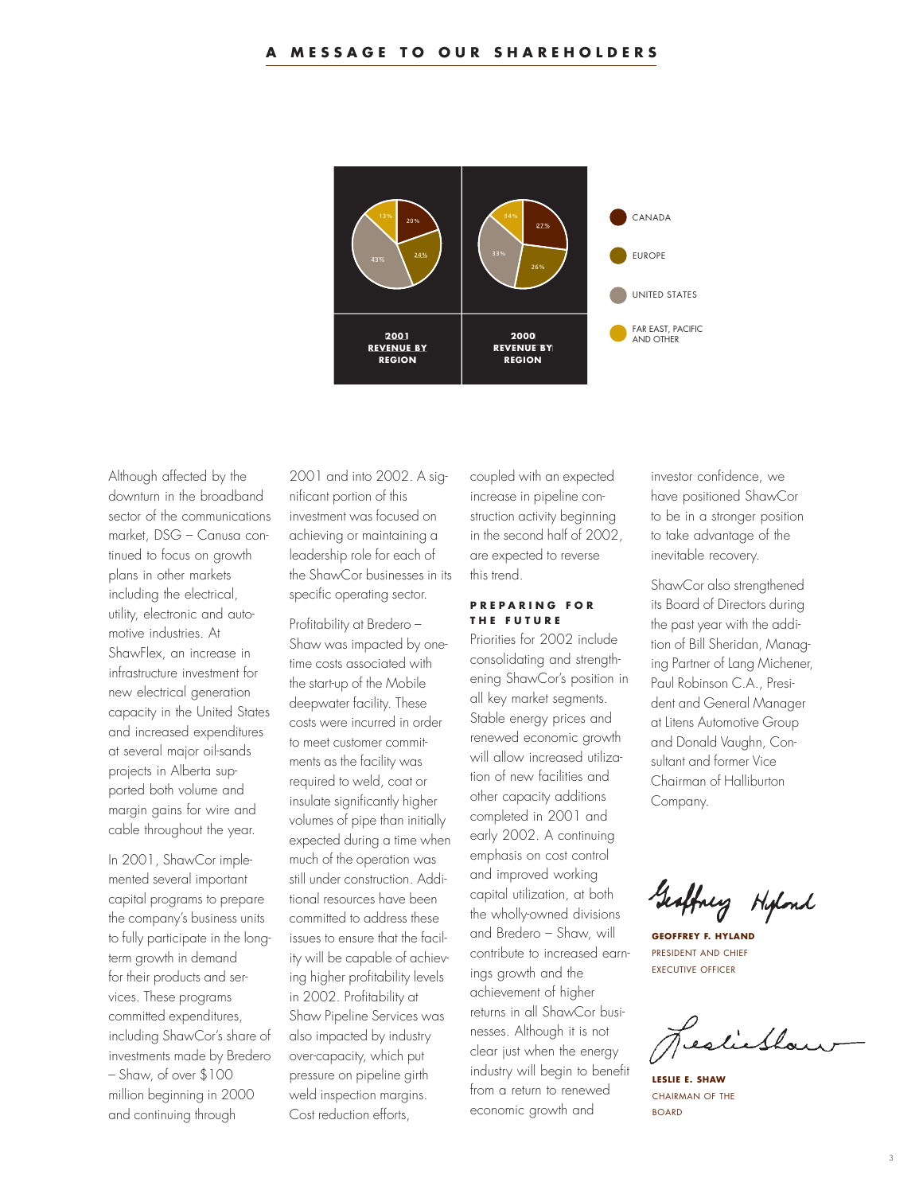## A MESSAGE TO OUR SHAREHOLDERS

| Region | 2001 Revenue by Region | 2000 Revenue by Region |
|---|---|---|
| Canada | 20% | 27% |
| Europe | 24% | 26% |
| United States | 43% | 33% |
| Far East, Pacific and Other | 13% | 14% |

Although affected by the downturn in the broadband sector of the communications market, DSG – Canusa continued to focus on growth plans in other markets including the electrical, utility, electronic and automotive industries. At ShawFlex, an increase in infrastructure investment for new electrical generation capacity in the United States and increased expenditures at several major oil-sands projects in Alberta supported both volume and margin gains for wire and cable throughout the year.

In 2001, ShawCor implemented several important capital programs to prepare the company's business units to fully participate in the long-term growth in demand for their products and services. These programs committed expenditures, including ShawCor's share of investments made by Bredero – Shaw, of over $100 million beginning in 2000 and continuing through 2001 and into 2002. A significant portion of this investment was focused on achieving or maintaining a leadership role for each of the ShawCor businesses in its specific operating sector.

Profitability at Bredero – Shaw was impacted by one-time costs associated with the start-up of the Mobile deepwater facility. These costs were incurred in order to meet customer commitments as the facility was required to weld, coat or insulate significantly higher volumes of pipe than initially expected during a time when much of the operation was still under construction. Additional resources have been committed to address these issues to ensure that the facility will be capable of achieving higher profitability levels in 2002. Profitability at Shaw Pipeline Services was also impacted by industry over-capacity, which put pressure on pipeline girth weld inspection margins. Cost reduction efforts, coupled with an expected increase in pipeline construction activity beginning in the second half of 2002, are expected to reverse this trend.

### PREPARING FOR THE FUTURE

Priorities for 2002 include consolidating and strengthening ShawCor's position in all key market segments. Stable energy prices and renewed economic growth will allow increased utilization of new facilities and other capacity additions completed in 2001 and early 2002. A continuing emphasis on cost control and improved working capital utilization, at both the wholly-owned divisions and Bredero – Shaw, will contribute to increased earnings growth and the achievement of higher returns in all ShawCor businesses. Although it is not clear just when the energy industry will begin to benefit from a return to renewed economic growth and investor confidence, we have positioned ShawCor to be in a stronger position to take advantage of the inevitable recovery.

ShawCor also strengthened its Board of Directors during the past year with the addition of Bill Sheridan, Managing Partner of Lang Michener, Paul Robinson C.A., President and General Manager at Litens Automotive Group and Donald Vaughn, Consultant and former Vice Chairman of Halliburton Company.

**GEOFFREY F. HYLAND**
PRESIDENT AND CHIEF EXECUTIVE OFFICER

**LESLIE E. SHAW**
CHAIRMAN OF THE BOARD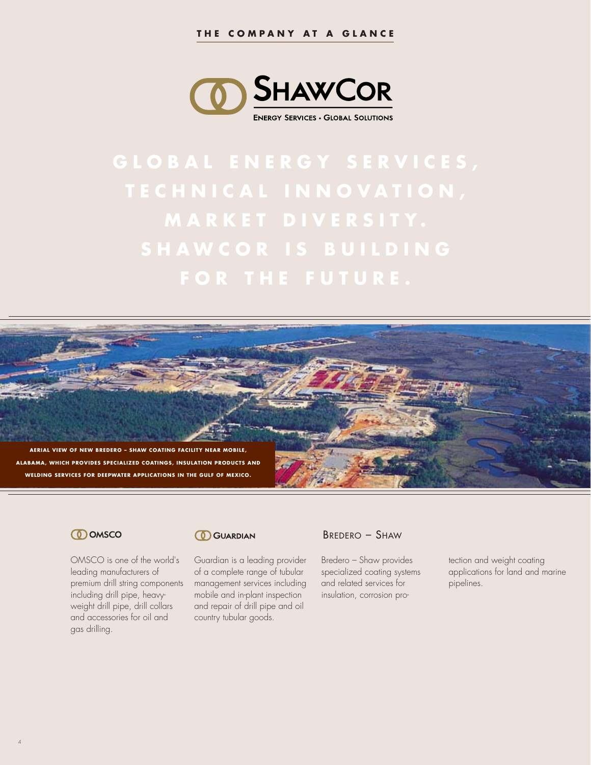## THE COMPANY AT A GLANCE

**SHAWCOR**
ENERGY SERVICES • GLOBAL SOLUTIONS

# GLOBAL ENERGY SERVICES, TECHNICAL INNOVATION, MARKET DIVERSITY. SHAWCOR IS BUILDING FOR THE FUTURE.

AERIAL VIEW OF NEW BREDERO – SHAW COATING FACILITY NEAR MOBILE, ALABAMA, WHICH PROVIDES SPECIALIZED COATINGS, INSULATION PRODUCTS AND WELDING SERVICES FOR DEEPWATER APPLICATIONS IN THE GULF OF MEXICO.

### OMSCO

OMSCO is one of the world's leading manufacturers of premium drill string components including drill pipe, heavy-weight drill pipe, drill collars and accessories for oil and gas drilling.

### GUARDIAN

Guardian is a leading provider of a complete range of tubular management services including mobile and in-plant inspection and repair of drill pipe and oil country tubular goods.

### BREDERO – SHAW

Bredero – Shaw provides specialized coating systems and related services for insulation, corrosion protection and weight coating applications for land and marine pipelines.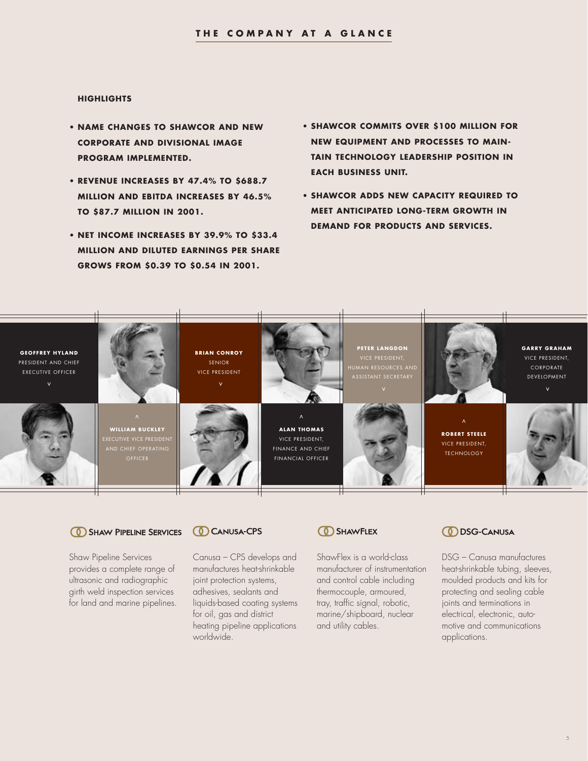# THE COMPANY AT A GLANCE

## HIGHLIGHTS

- **NAME CHANGES TO SHAWCOR AND NEW CORPORATE AND DIVISIONAL IMAGE PROGRAM IMPLEMENTED.**
- **REVENUE INCREASES BY 47.4% TO $688.7 MILLION AND EBITDA INCREASES BY 46.5% TO $87.7 MILLION IN 2001.**
- **NET INCOME INCREASES BY 39.9% TO $33.4 MILLION AND DILUTED EARNINGS PER SHARE GROWS FROM $0.39 TO $0.54 IN 2001.**
- **SHAWCOR COMMITS OVER $100 MILLION FOR NEW EQUIPMENT AND PROCESSES TO MAINTAIN TECHNOLOGY LEADERSHIP POSITION IN EACH BUSINESS UNIT.**
- **SHAWCOR ADDS NEW CAPACITY REQUIRED TO MEET ANTICIPATED LONG-TERM GROWTH IN DEMAND FOR PRODUCTS AND SERVICES.**

**GEOFFREY HYLAND**
PRESIDENT AND CHIEF EXECUTIVE OFFICER

**WILLIAM BUCKLEY**
EXECUTIVE VICE PRESIDENT AND CHIEF OPERATING OFFICER

**BRIAN CONROY**
SENIOR VICE PRESIDENT

**ALAN THOMAS**
VICE PRESIDENT, FINANCE AND CHIEF FINANCIAL OFFICER

**PETER LANGDON**
VICE PRESIDENT, HUMAN RESOURCES AND ASSISTANT SECRETARY

**ROBERT STEELE**
VICE PRESIDENT, TECHNOLOGY

**GARRY GRAHAM**
VICE PRESIDENT, CORPORATE DEVELOPMENT

### SHAW PIPELINE SERVICES

Shaw Pipeline Services provides a complete range of ultrasonic and radiographic girth weld inspection services for land and marine pipelines.

### CANUSA-CPS

Canusa – CPS develops and manufactures heat-shrinkable joint protection systems, adhesives, sealants and liquids-based coating systems for oil, gas and district heating pipeline applications worldwide.

### SHAWFLEX

ShawFlex is a world-class manufacturer of instrumentation and control cable including thermocouple, armoured, tray, traffic signal, robotic, marine/shipboard, nuclear and utility cables.

### DSG-CANUSA

DSG – Canusa manufactures heat-shrinkable tubing, sleeves, moulded products and kits for protecting and sealing cable joints and terminations in electrical, electronic, automotive and communications applications.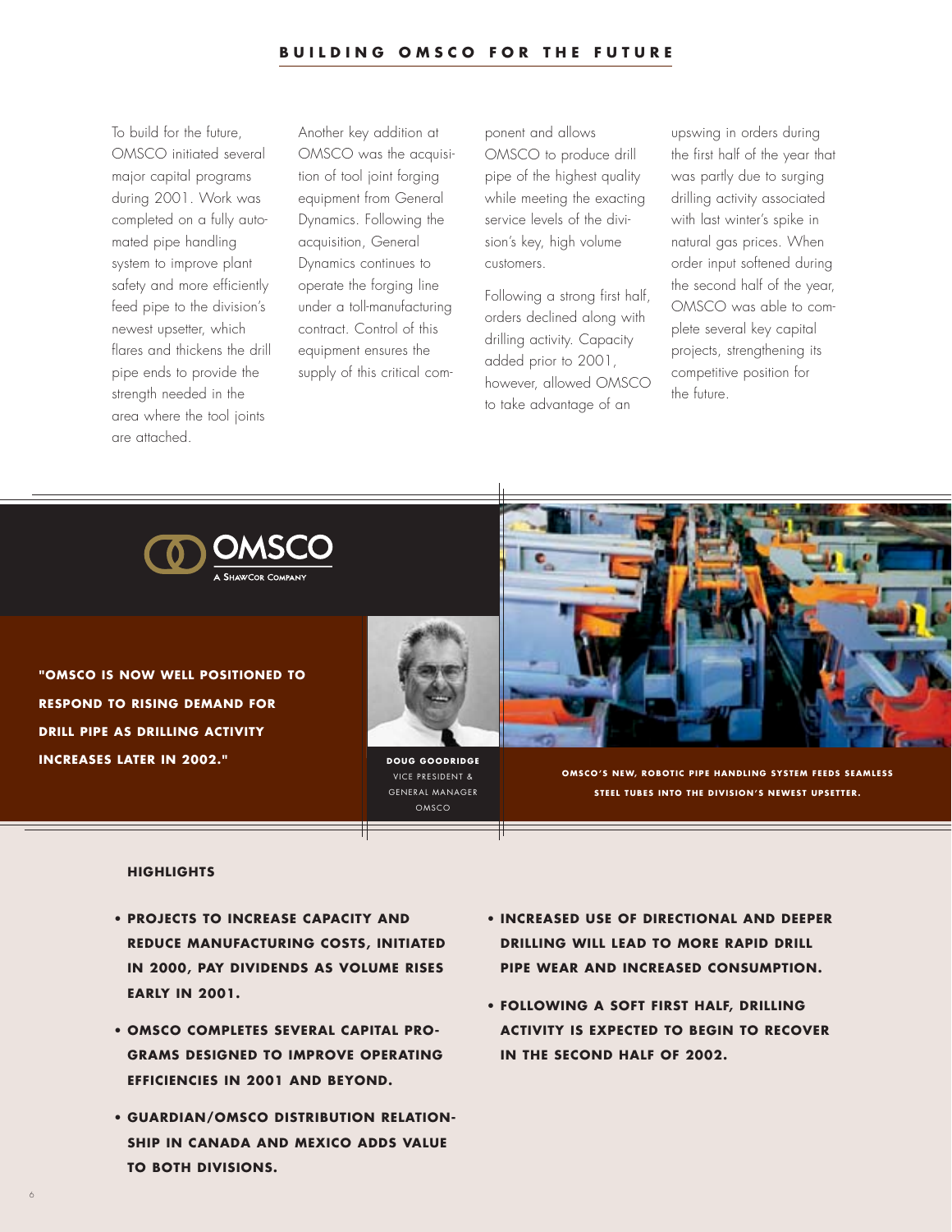## BUILDING OMSCO FOR THE FUTURE

To build for the future, OMSCO initiated several major capital programs during 2001. Work was completed on a fully automated pipe handling system to improve plant safety and more efficiently feed pipe to the division's newest upsetter, which flares and thickens the drill pipe ends to provide the strength needed in the area where the tool joints are attached.

Another key addition at OMSCO was the acquisition of tool joint forging equipment from General Dynamics. Following the acquisition, General Dynamics continues to operate the forging line under a toll-manufacturing contract. Control of this equipment ensures the supply of this critical component and allows OMSCO to produce drill pipe of the highest quality while meeting the exacting service levels of the division's key, high volume customers.

Following a strong first half, orders declined along with drilling activity. Capacity added prior to 2001, however, allowed OMSCO to take advantage of an upswing in orders during the first half of the year that was partly due to surging drilling activity associated with last winter's spike in natural gas prices. When order input softened during the second half of the year, OMSCO was able to complete several key capital projects, strengthening its competitive position for the future.

OMSCO
A SHAWCOR COMPANY

**"OMSCO IS NOW WELL POSITIONED TO RESPOND TO RISING DEMAND FOR DRILL PIPE AS DRILLING ACTIVITY INCREASES LATER IN 2002."**

**DOUG GOODRIDGE**
VICE PRESIDENT & GENERAL MANAGER
OMSCO

**OMSCO'S NEW, ROBOTIC PIPE HANDLING SYSTEM FEEDS SEAMLESS STEEL TUBES INTO THE DIVISION'S NEWEST UPSETTER.**

### HIGHLIGHTS

- **PROJECTS TO INCREASE CAPACITY AND REDUCE MANUFACTURING COSTS, INITIATED IN 2000, PAY DIVIDENDS AS VOLUME RISES EARLY IN 2001.**
- **OMSCO COMPLETES SEVERAL CAPITAL PROGRAMS DESIGNED TO IMPROVE OPERATING EFFICIENCIES IN 2001 AND BEYOND.**
- **GUARDIAN/OMSCO DISTRIBUTION RELATIONSHIP IN CANADA AND MEXICO ADDS VALUE TO BOTH DIVISIONS.**
- **INCREASED USE OF DIRECTIONAL AND DEEPER DRILLING WILL LEAD TO MORE RAPID DRILL PIPE WEAR AND INCREASED CONSUMPTION.**
- **FOLLOWING A SOFT FIRST HALF, DRILLING ACTIVITY IS EXPECTED TO BEGIN TO RECOVER IN THE SECOND HALF OF 2002.**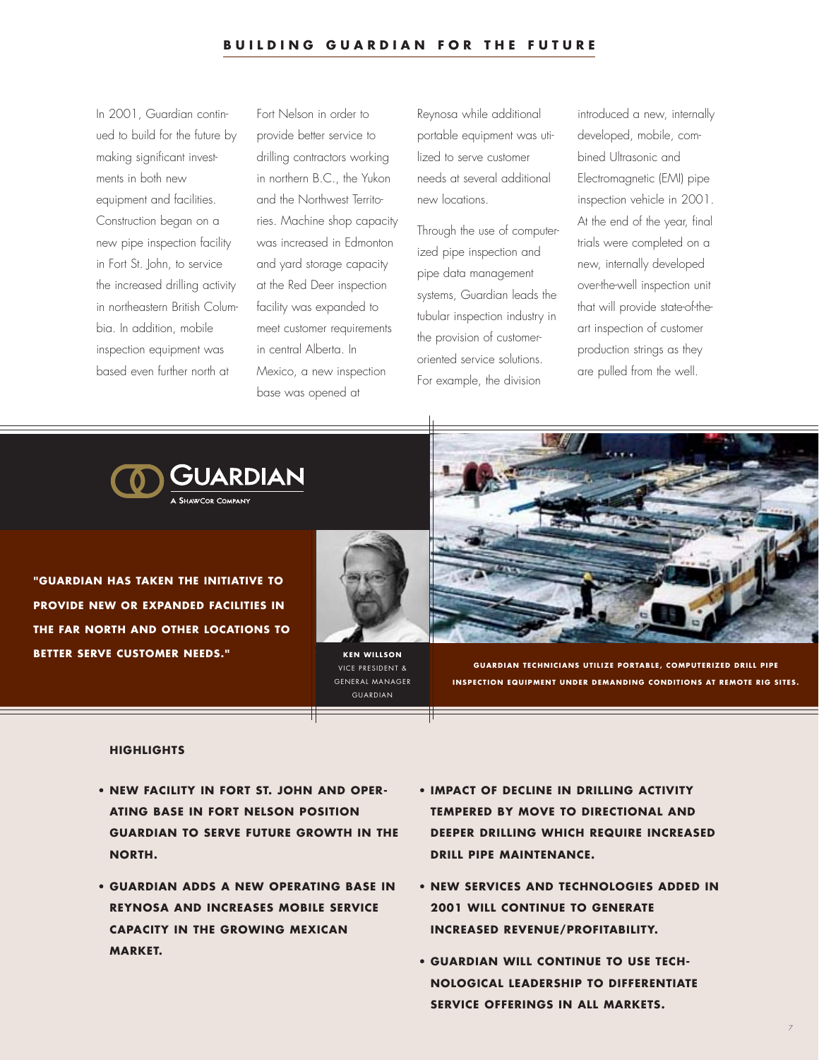## BUILDING GUARDIAN FOR THE FUTURE

In 2001, Guardian continued to build for the future by making significant investments in both new equipment and facilities. Construction began on a new pipe inspection facility in Fort St. John, to service the increased drilling activity in northeastern British Columbia. In addition, mobile inspection equipment was based even further north at Fort Nelson in order to provide better service to drilling contractors working in northern B.C., the Yukon and the Northwest Territories. Machine shop capacity was increased in Edmonton and yard storage capacity at the Red Deer inspection facility was expanded to meet customer requirements in central Alberta. In Mexico, a new inspection base was opened at Reynosa while additional portable equipment was utilized to serve customer needs at several additional new locations.

Through the use of computerized pipe inspection and pipe data management systems, Guardian leads the tubular inspection industry in the provision of customer-oriented service solutions. For example, the division introduced a new, internally developed, mobile, combined Ultrasonic and Electromagnetic (EMI) pipe inspection vehicle in 2001. At the end of the year, final trials were completed on a new, internally developed over-the-well inspection unit that will provide state-of-the-art inspection of customer production strings as they are pulled from the well.

GUARDIAN
A SHAWCOR COMPANY

**"GUARDIAN HAS TAKEN THE INITIATIVE TO PROVIDE NEW OR EXPANDED FACILITIES IN THE FAR NORTH AND OTHER LOCATIONS TO BETTER SERVE CUSTOMER NEEDS."**

**KEN WILLSON**
VICE PRESIDENT &
GENERAL MANAGER
GUARDIAN

**GUARDIAN TECHNICIANS UTILIZE PORTABLE, COMPUTERIZED DRILL PIPE INSPECTION EQUIPMENT UNDER DEMANDING CONDITIONS AT REMOTE RIG SITES.**

### HIGHLIGHTS

- **NEW FACILITY IN FORT ST. JOHN AND OPERATING BASE IN FORT NELSON POSITION GUARDIAN TO SERVE FUTURE GROWTH IN THE NORTH.**
- **GUARDIAN ADDS A NEW OPERATING BASE IN REYNOSA AND INCREASES MOBILE SERVICE CAPACITY IN THE GROWING MEXICAN MARKET.**
- **IMPACT OF DECLINE IN DRILLING ACTIVITY TEMPERED BY MOVE TO DIRECTIONAL AND DEEPER DRILLING WHICH REQUIRE INCREASED DRILL PIPE MAINTENANCE.**
- **NEW SERVICES AND TECHNOLOGIES ADDED IN 2001 WILL CONTINUE TO GENERATE INCREASED REVENUE/PROFITABILITY.**
- **GUARDIAN WILL CONTINUE TO USE TECHNOLOGICAL LEADERSHIP TO DIFFERENTIATE SERVICE OFFERINGS IN ALL MARKETS.**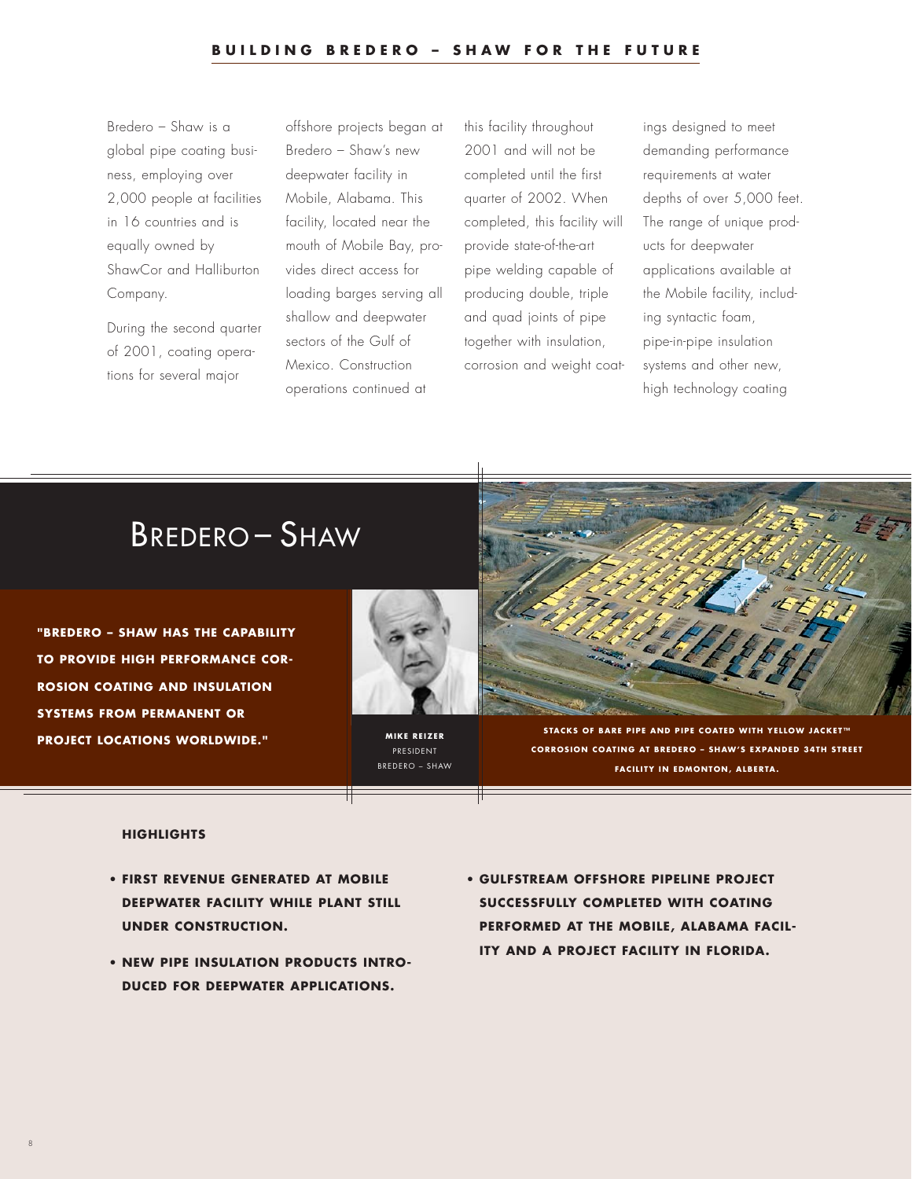## BUILDING BREDERO – SHAW FOR THE FUTURE

Bredero – Shaw is a global pipe coating business, employing over 2,000 people at facilities in 16 countries and is equally owned by ShawCor and Halliburton Company.

During the second quarter of 2001, coating operations for several major offshore projects began at Bredero – Shaw's new deepwater facility in Mobile, Alabama. This facility, located near the mouth of Mobile Bay, provides direct access for loading barges serving all shallow and deepwater sectors of the Gulf of Mexico. Construction operations continued at this facility throughout 2001 and will not be completed until the first quarter of 2002. When completed, this facility will provide state-of-the-art pipe welding capable of producing double, triple and quad joints of pipe together with insulation, corrosion and weight coatings designed to meet demanding performance requirements at water depths of over 5,000 feet. The range of unique products for deepwater applications available at the Mobile facility, including syntactic foam, pipe-in-pipe insulation systems and other new, high technology coating

# BREDERO – SHAW

**"BREDERO – SHAW HAS THE CAPABILITY TO PROVIDE HIGH PERFORMANCE CORROSION COATING AND INSULATION SYSTEMS FROM PERMANENT OR PROJECT LOCATIONS WORLDWIDE."**

**MIKE REIZER**
PRESIDENT
BREDERO – SHAW

**STACKS OF BARE PIPE AND PIPE COATED WITH YELLOW JACKET™ CORROSION COATING AT BREDERO – SHAW'S EXPANDED 34TH STREET FACILITY IN EDMONTON, ALBERTA.**

### HIGHLIGHTS

- **FIRST REVENUE GENERATED AT MOBILE DEEPWATER FACILITY WHILE PLANT STILL UNDER CONSTRUCTION.**
- **NEW PIPE INSULATION PRODUCTS INTRODUCED FOR DEEPWATER APPLICATIONS.**
- **GULFSTREAM OFFSHORE PIPELINE PROJECT SUCCESSFULLY COMPLETED WITH COATING PERFORMED AT THE MOBILE, ALABAMA FACILITY AND A PROJECT FACILITY IN FLORIDA.**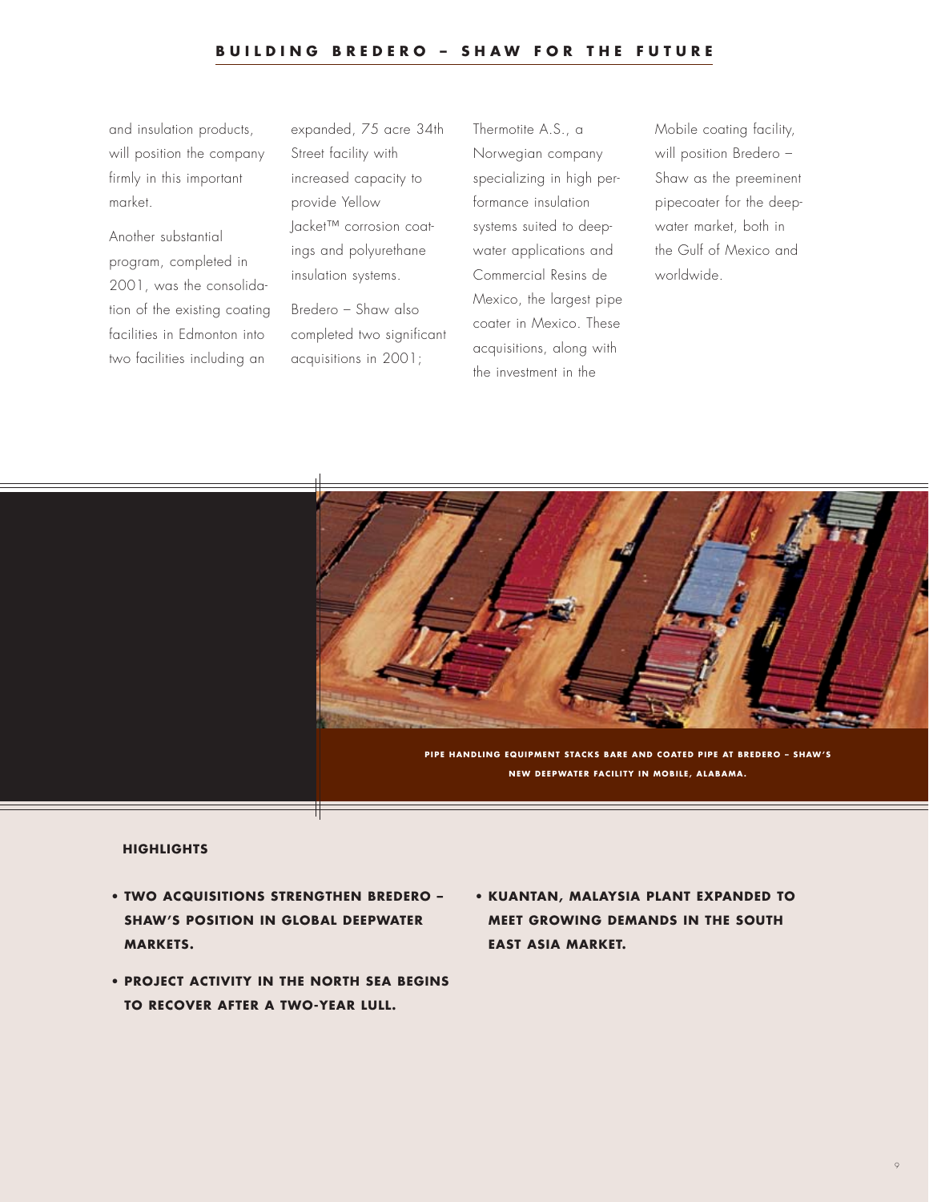and insulation products, will position the company firmly in this important market.

Another substantial program, completed in 2001, was the consolidation of the existing coating facilities in Edmonton into two facilities including an expanded, 75 acre 34th Street facility with increased capacity to provide Yellow Jacket™ corrosion coatings and polyurethane insulation systems.

Bredero – Shaw also completed two significant acquisitions in 2001; Thermotite A.S., a Norwegian company specializing in high performance insulation systems suited to deepwater applications and Commercial Resins de Mexico, the largest pipe coater in Mexico. These acquisitions, along with the investment in the Mobile coating facility, will position Bredero – Shaw as the preeminent pipecoater for the deepwater market, both in the Gulf of Mexico and worldwide.

**PIPE HANDLING EQUIPMENT STACKS BARE AND COATED PIPE AT BREDERO – SHAW'S NEW DEEPWATER FACILITY IN MOBILE, ALABAMA.**

**HIGHLIGHTS**

- **TWO ACQUISITIONS STRENGTHEN BREDERO – SHAW'S POSITION IN GLOBAL DEEPWATER MARKETS.**
- **PROJECT ACTIVITY IN THE NORTH SEA BEGINS TO RECOVER AFTER A TWO-YEAR LULL.**
- **KUANTAN, MALAYSIA PLANT EXPANDED TO MEET GROWING DEMANDS IN THE SOUTH EAST ASIA MARKET.**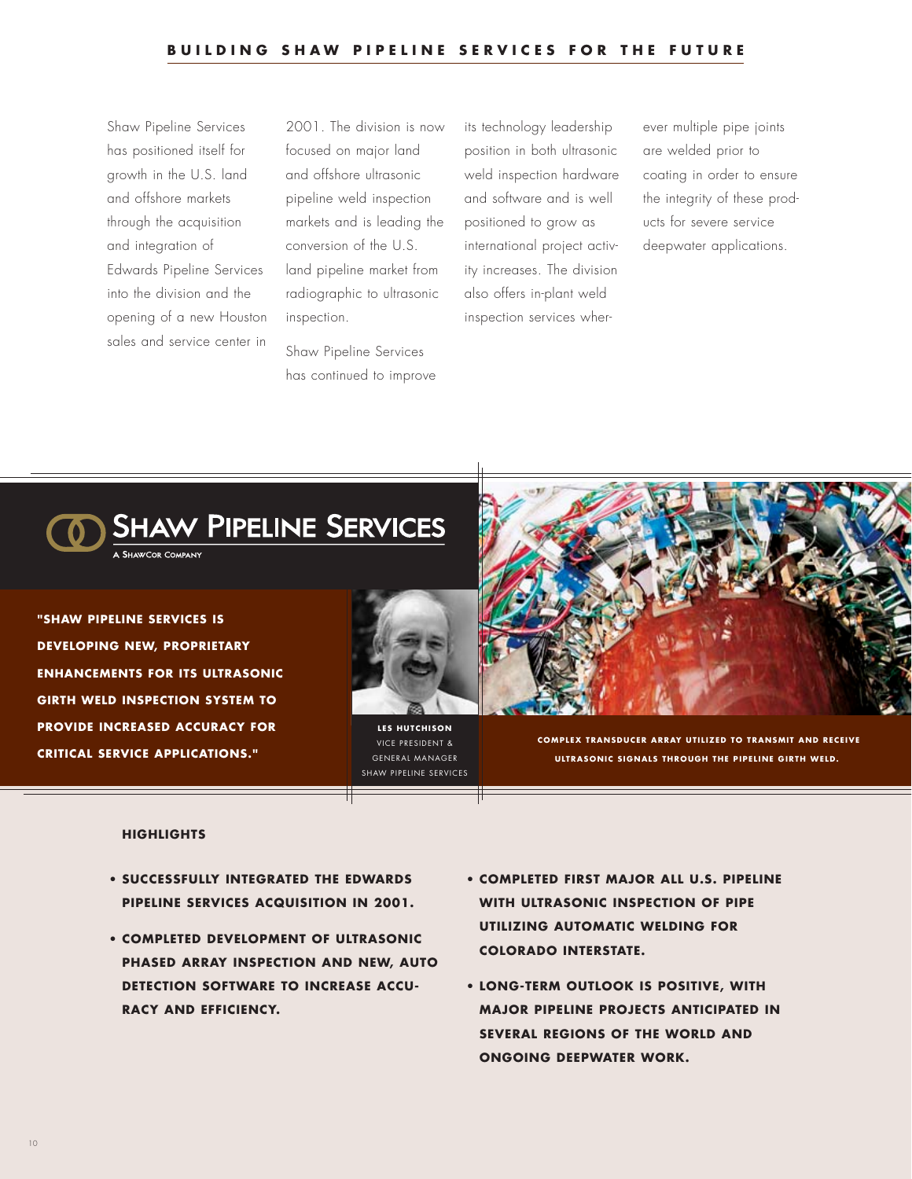## BUILDING SHAW PIPELINE SERVICES FOR THE FUTURE

Shaw Pipeline Services has positioned itself for growth in the U.S. land and offshore markets through the acquisition and integration of Edwards Pipeline Services into the division and the opening of a new Houston sales and service center in 2001. The division is now focused on major land and offshore ultrasonic pipeline weld inspection markets and is leading the conversion of the U.S. land pipeline market from radiographic to ultrasonic inspection.

Shaw Pipeline Services has continued to improve its technology leadership position in both ultrasonic weld inspection hardware and software and is well positioned to grow as international project activity increases. The division also offers in-plant weld inspection services wherever multiple pipe joints are welded prior to coating in order to ensure the integrity of these products for severe service deepwater applications.

**SHAW PIPELINE SERVICES**

A SHAWCOR COMPANY

**"SHAW PIPELINE SERVICES IS DEVELOPING NEW, PROPRIETARY ENHANCEMENTS FOR ITS ULTRASONIC GIRTH WELD INSPECTION SYSTEM TO PROVIDE INCREASED ACCURACY FOR CRITICAL SERVICE APPLICATIONS."**

**LES HUTCHISON**
VICE PRESIDENT &
GENERAL MANAGER
SHAW PIPELINE SERVICES

**COMPLEX TRANSDUCER ARRAY UTILIZED TO TRANSMIT AND RECEIVE ULTRASONIC SIGNALS THROUGH THE PIPELINE GIRTH WELD.**

### HIGHLIGHTS

- **SUCCESSFULLY INTEGRATED THE EDWARDS PIPELINE SERVICES ACQUISITION IN 2001.**
- **COMPLETED DEVELOPMENT OF ULTRASONIC PHASED ARRAY INSPECTION AND NEW, AUTO DETECTION SOFTWARE TO INCREASE ACCURACY AND EFFICIENCY.**
- **COMPLETED FIRST MAJOR ALL U.S. PIPELINE WITH ULTRASONIC INSPECTION OF PIPE UTILIZING AUTOMATIC WELDING FOR COLORADO INTERSTATE.**
- **LONG-TERM OUTLOOK IS POSITIVE, WITH MAJOR PIPELINE PROJECTS ANTICIPATED IN SEVERAL REGIONS OF THE WORLD AND ONGOING DEEPWATER WORK.**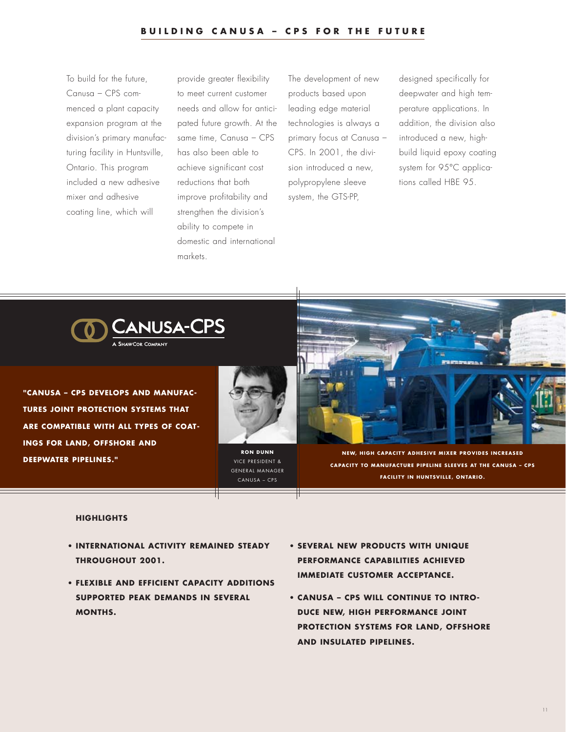## BUILDING CANUSA – CPS FOR THE FUTURE

To build for the future, Canusa – CPS commenced a plant capacity expansion program at the division's primary manufacturing facility in Huntsville, Ontario. This program included a new adhesive mixer and adhesive coating line, which will provide greater flexibility to meet current customer needs and allow for anticipated future growth. At the same time, Canusa – CPS has also been able to achieve significant cost reductions that both improve profitability and strengthen the division's ability to compete in domestic and international markets.

The development of new products based upon leading edge material technologies is always a primary focus at Canusa – CPS. In 2001, the division introduced a new, polypropylene sleeve system, the GTS-PP, designed specifically for deepwater and high temperature applications. In addition, the division also introduced a new, high-build liquid epoxy coating system for 95°C applications called HBE 95.

CANUSA-CPS
A SHAWCOR COMPANY

**"CANUSA – CPS DEVELOPS AND MANUFACTURES JOINT PROTECTION SYSTEMS THAT ARE COMPATIBLE WITH ALL TYPES OF COATINGS FOR LAND, OFFSHORE AND DEEPWATER PIPELINES."**

**RON DUNN**
VICE PRESIDENT &
GENERAL MANAGER
CANUSA – CPS

**NEW, HIGH CAPACITY ADHESIVE MIXER PROVIDES INCREASED CAPACITY TO MANUFACTURE PIPELINE SLEEVES AT THE CANUSA – CPS FACILITY IN HUNTSVILLE, ONTARIO.**

### HIGHLIGHTS

- **INTERNATIONAL ACTIVITY REMAINED STEADY THROUGHOUT 2001.**
- **FLEXIBLE AND EFFICIENT CAPACITY ADDITIONS SUPPORTED PEAK DEMANDS IN SEVERAL MONTHS.**
- **SEVERAL NEW PRODUCTS WITH UNIQUE PERFORMANCE CAPABILITIES ACHIEVED IMMEDIATE CUSTOMER ACCEPTANCE.**
- **CANUSA – CPS WILL CONTINUE TO INTRODUCE NEW, HIGH PERFORMANCE JOINT PROTECTION SYSTEMS FOR LAND, OFFSHORE AND INSULATED PIPELINES.**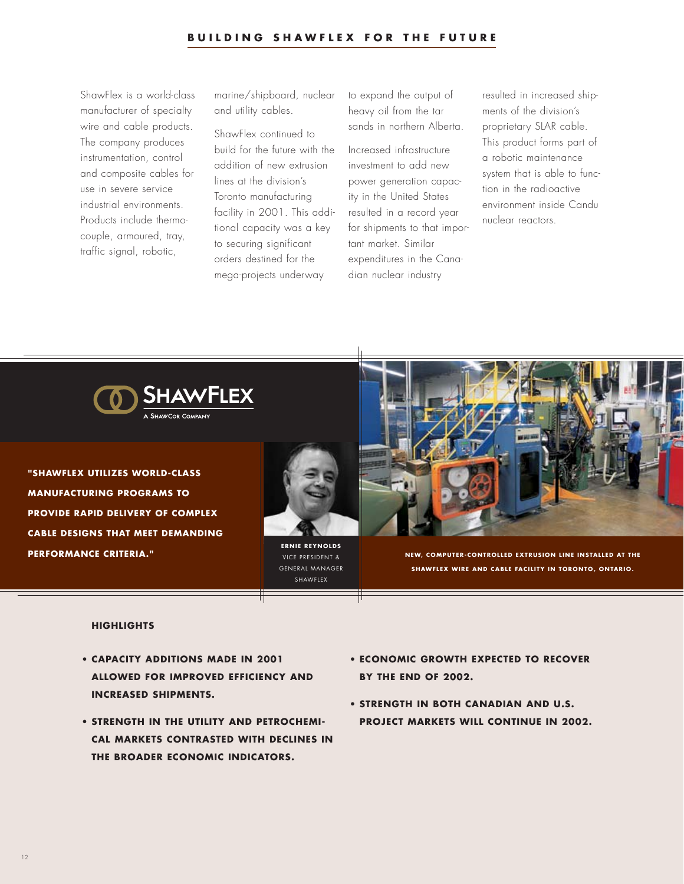# BUILDING SHAWFLEX FOR THE FUTURE

ShawFlex is a world-class manufacturer of specialty wire and cable products. The company produces instrumentation, control and composite cables for use in severe service industrial environments. Products include thermocouple, armoured, tray, traffic signal, robotic, marine/shipboard, nuclear and utility cables.

ShawFlex continued to build for the future with the addition of new extrusion lines at the division's Toronto manufacturing facility in 2001. This additional capacity was a key to securing significant orders destined for the mega-projects underway to expand the output of heavy oil from the tar sands in northern Alberta.

Increased infrastructure investment to add new power generation capacity in the United States resulted in a record year for shipments to that important market. Similar expenditures in the Canadian nuclear industry resulted in increased shipments of the division's proprietary SLAR cable. This product forms part of a robotic maintenance system that is able to function in the radioactive environment inside Candu nuclear reactors.

SHAWFLEX
A SHAWCOR COMPANY

**"SHAWFLEX UTILIZES WORLD-CLASS MANUFACTURING PROGRAMS TO PROVIDE RAPID DELIVERY OF COMPLEX CABLE DESIGNS THAT MEET DEMANDING PERFORMANCE CRITERIA."**

**ERNIE REYNOLDS**
VICE PRESIDENT & GENERAL MANAGER
SHAWFLEX

**NEW, COMPUTER-CONTROLLED EXTRUSION LINE INSTALLED AT THE SHAWFLEX WIRE AND CABLE FACILITY IN TORONTO, ONTARIO.**

## HIGHLIGHTS

- **CAPACITY ADDITIONS MADE IN 2001 ALLOWED FOR IMPROVED EFFICIENCY AND INCREASED SHIPMENTS.**
- **STRENGTH IN THE UTILITY AND PETROCHEMICAL MARKETS CONTRASTED WITH DECLINES IN THE BROADER ECONOMIC INDICATORS.**
- **ECONOMIC GROWTH EXPECTED TO RECOVER BY THE END OF 2002.**
- **STRENGTH IN BOTH CANADIAN AND U.S. PROJECT MARKETS WILL CONTINUE IN 2002.**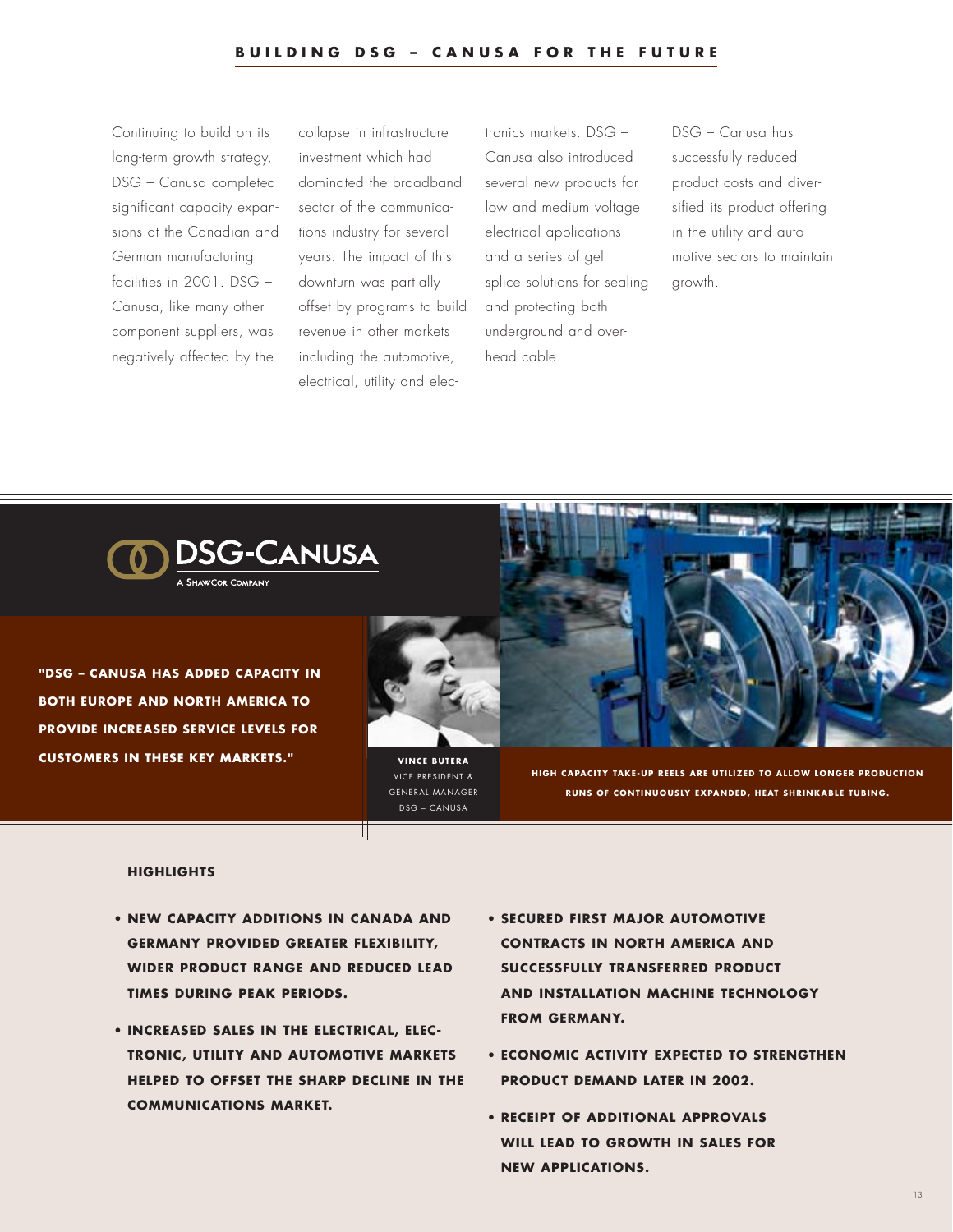## BUILDING DSG – CANUSA FOR THE FUTURE

Continuing to build on its long-term growth strategy, DSG – Canusa completed significant capacity expansions at the Canadian and German manufacturing facilities in 2001. DSG – Canusa, like many other component suppliers, was negatively affected by the collapse in infrastructure investment which had dominated the broadband sector of the communications industry for several years. The impact of this downturn was partially offset by programs to build revenue in other markets including the automotive, electrical, utility and electronics markets. DSG – Canusa also introduced several new products for low and medium voltage electrical applications and a series of gel splice solutions for sealing and protecting both underground and overhead cable.

DSG – Canusa has successfully reduced product costs and diversified its product offering in the utility and automotive sectors to maintain growth.

DSG-CANUSA
A SHAWCOR COMPANY

**"DSG – CANUSA HAS ADDED CAPACITY IN BOTH EUROPE AND NORTH AMERICA TO PROVIDE INCREASED SERVICE LEVELS FOR CUSTOMERS IN THESE KEY MARKETS."**

**VINCE BUTERA**
VICE PRESIDENT & GENERAL MANAGER
DSG – CANUSA

**HIGH CAPACITY TAKE-UP REELS ARE UTILIZED TO ALLOW LONGER PRODUCTION RUNS OF CONTINUOUSLY EXPANDED, HEAT SHRINKABLE TUBING.**

### HIGHLIGHTS

- **NEW CAPACITY ADDITIONS IN CANADA AND GERMANY PROVIDED GREATER FLEXIBILITY, WIDER PRODUCT RANGE AND REDUCED LEAD TIMES DURING PEAK PERIODS.**
- **INCREASED SALES IN THE ELECTRICAL, ELECTRONIC, UTILITY AND AUTOMOTIVE MARKETS HELPED TO OFFSET THE SHARP DECLINE IN THE COMMUNICATIONS MARKET.**
- **SECURED FIRST MAJOR AUTOMOTIVE CONTRACTS IN NORTH AMERICA AND SUCCESSFULLY TRANSFERRED PRODUCT AND INSTALLATION MACHINE TECHNOLOGY FROM GERMANY.**
- **ECONOMIC ACTIVITY EXPECTED TO STRENGTHEN PRODUCT DEMAND LATER IN 2002.**
- **RECEIPT OF ADDITIONAL APPROVALS WILL LEAD TO GROWTH IN SALES FOR NEW APPLICATIONS.**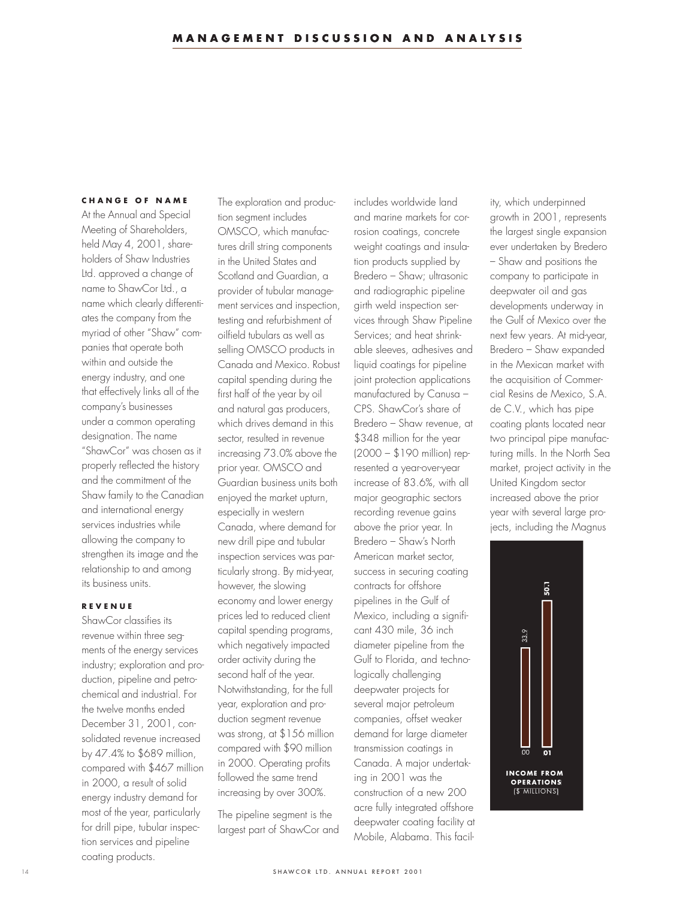# MANAGEMENT DISCUSSION AND ANALYSIS

## CHANGE OF NAME

At the Annual and Special Meeting of Shareholders, held May 4, 2001, shareholders of Shaw Industries Ltd. approved a change of name to ShawCor Ltd., a name which clearly differentiates the company from the myriad of other "Shaw" companies that operate both within and outside the energy industry, and one that effectively links all of the company's businesses under a common operating designation. The name "ShawCor" was chosen as it properly reflected the history and the commitment of the Shaw family to the Canadian and international energy services industries while allowing the company to strengthen its image and the relationship to and among its business units.

## REVENUE

ShawCor classifies its revenue within three segments of the energy services industry; exploration and production, pipeline and petrochemical and industrial. For the twelve months ended December 31, 2001, consolidated revenue increased by 47.4% to $689 million, compared with $467 million in 2000, a result of solid energy industry demand for most of the year, particularly for drill pipe, tubular inspection services and pipeline coating products.

The exploration and production segment includes OMSCO, which manufactures drill string components in the United States and Scotland and Guardian, a provider of tubular management services and inspection, testing and refurbishment of oilfield tubulars as well as selling OMSCO products in Canada and Mexico. Robust capital spending during the first half of the year by oil and natural gas producers, which drives demand in this sector, resulted in revenue increasing 73.0% above the prior year. OMSCO and Guardian business units both enjoyed the market upturn, especially in western Canada, where demand for new drill pipe and tubular inspection services was particularly strong. By mid-year, however, the slowing economy and lower energy prices led to reduced client capital spending programs, which negatively impacted order activity during the second half of the year. Notwithstanding, for the full year, exploration and production segment revenue was strong, at $156 million compared with $90 million in 2000. Operating profits followed the same trend increasing by over 300%.

The pipeline segment is the largest part of ShawCor and includes worldwide land and marine markets for corrosion coatings, concrete weight coatings and insulation products supplied by Bredero – Shaw; ultrasonic and radiographic pipeline girth weld inspection services through Shaw Pipeline Services; and heat shrinkable sleeves, adhesives and liquid coatings for pipeline joint protection applications manufactured by Canusa – CPS. ShawCor's share of Bredero – Shaw revenue, at $348 million for the year (2000 – $190 million) represented a year-over-year increase of 83.6%, with all major geographic sectors recording revenue gains above the prior year. In Bredero – Shaw's North American market sector, success in securing coating contracts for offshore pipelines in the Gulf of Mexico, including a significant 430 mile, 36 inch diameter pipeline from the Gulf to Florida, and technologically challenging deepwater projects for several major petroleum companies, offset weaker demand for large diameter transmission coatings in Canada. A major undertaking in 2001 was the construction of a new 200 acre fully integrated offshore deepwater coating facility at Mobile, Alabama. This facility, which underpinned growth in 2001, represents the largest single expansion ever undertaken by Bredero – Shaw and positions the company to participate in deepwater oil and gas developments underway in the Gulf of Mexico over the next few years. At mid-year, Bredero – Shaw expanded in the Mexican market with the acquisition of Commercial Resins de Mexico, S.A. de C.V., which has pipe coating plants located near two principal pipe manufacturing mills. In the North Sea market, project activity in the United Kingdom sector increased above the prior year with several large projects, including the Magnus

| Year | Income from Operations ($ millions) |
|---|---|
| 00 | 33.9 |
| 01 | 50.1 |

**INCOME FROM OPERATIONS** ($ MILLIONS)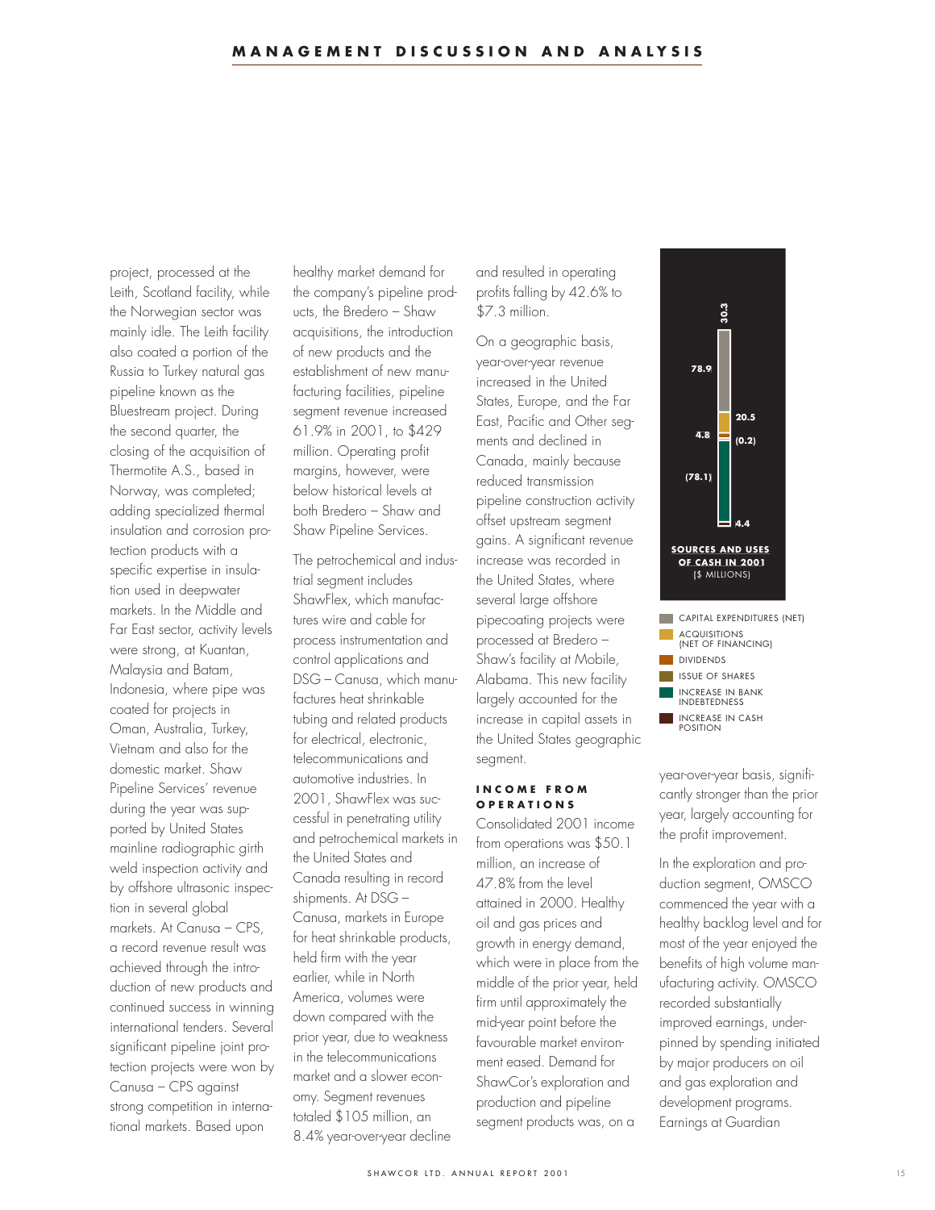project, processed at the Leith, Scotland facility, while the Norwegian sector was mainly idle. The Leith facility also coated a portion of the Russia to Turkey natural gas pipeline known as the Bluestream project. During the second quarter, the closing of the acquisition of Thermotite A.S., based in Norway, was completed; adding specialized thermal insulation and corrosion protection products with a specific expertise in insulation used in deepwater markets. In the Middle and Far East sector, activity levels were strong, at Kuantan, Malaysia and Batam, Indonesia, where pipe was coated for projects in Oman, Australia, Turkey, Vietnam and also for the domestic market. Shaw Pipeline Services' revenue during the year was supported by United States mainline radiographic girth weld inspection activity and by offshore ultrasonic inspection in several global markets. At Canusa – CPS, a record revenue result was achieved through the introduction of new products and continued success in winning international tenders. Several significant pipeline joint protection projects were won by Canusa – CPS against strong competition in international markets. Based upon healthy market demand for the company's pipeline products, the Bredero – Shaw acquisitions, the introduction of new products and the establishment of new manufacturing facilities, pipeline segment revenue increased 61.9% in 2001, to $429 million. Operating profit margins, however, were below historical levels at both Bredero – Shaw and Shaw Pipeline Services.

The petrochemical and industrial segment includes ShawFlex, which manufactures wire and cable for process instrumentation and control applications and DSG – Canusa, which manufactures heat shrinkable tubing and related products for electrical, electronic, telecommunications and automotive industries. In 2001, ShawFlex was successful in penetrating utility and petrochemical markets in the United States and Canada resulting in record shipments. At DSG – Canusa, markets in Europe for heat shrinkable products, held firm with the year earlier, while in North America, volumes were down compared with the prior year, due to weakness in the telecommunications market and a slower economy. Segment revenues totaled $105 million, an 8.4% year-over-year decline and resulted in operating profits falling by 42.6% to $7.3 million.

On a geographic basis, year-over-year revenue increased in the United States, Europe, and the Far East, Pacific and Other segments and declined in Canada, mainly because reduced transmission pipeline construction activity offset upstream segment gains. A significant revenue increase was recorded in the United States, where several large offshore pipecoating projects were processed at Bredero – Shaw's facility at Mobile, Alabama. This new facility largely accounted for the increase in capital assets in the United States geographic segment.

**SOURCES AND USES OF CASH IN 2001**
($ MILLIONS)

| Item | $ millions |
| --- | --- |
| Capital expenditures (net) | 78.9 |
| Acquisitions (net of financing) | 20.5 |
| Dividends | 4.8 |
| Issue of shares | (0.2) |
| Increase in bank indebtedness | (78.1) |
| Increase in cash position | 4.4 |
| Total | 30.3 |

### INCOME FROM OPERATIONS

Consolidated 2001 income from operations was $50.1 million, an increase of 47.8% from the level attained in 2000. Healthy oil and gas prices and growth in energy demand, which were in place from the middle of the prior year, held firm until approximately the mid-year point before the favourable market environment eased. Demand for ShawCor's exploration and production and pipeline segment products was, on a year-over-year basis, significantly stronger than the prior year, largely accounting for the profit improvement.

In the exploration and production segment, OMSCO commenced the year with a healthy backlog level and for most of the year enjoyed the benefits of high volume manufacturing activity. OMSCO recorded substantially improved earnings, underpinned by spending initiated by major producers on oil and gas exploration and development programs. Earnings at Guardian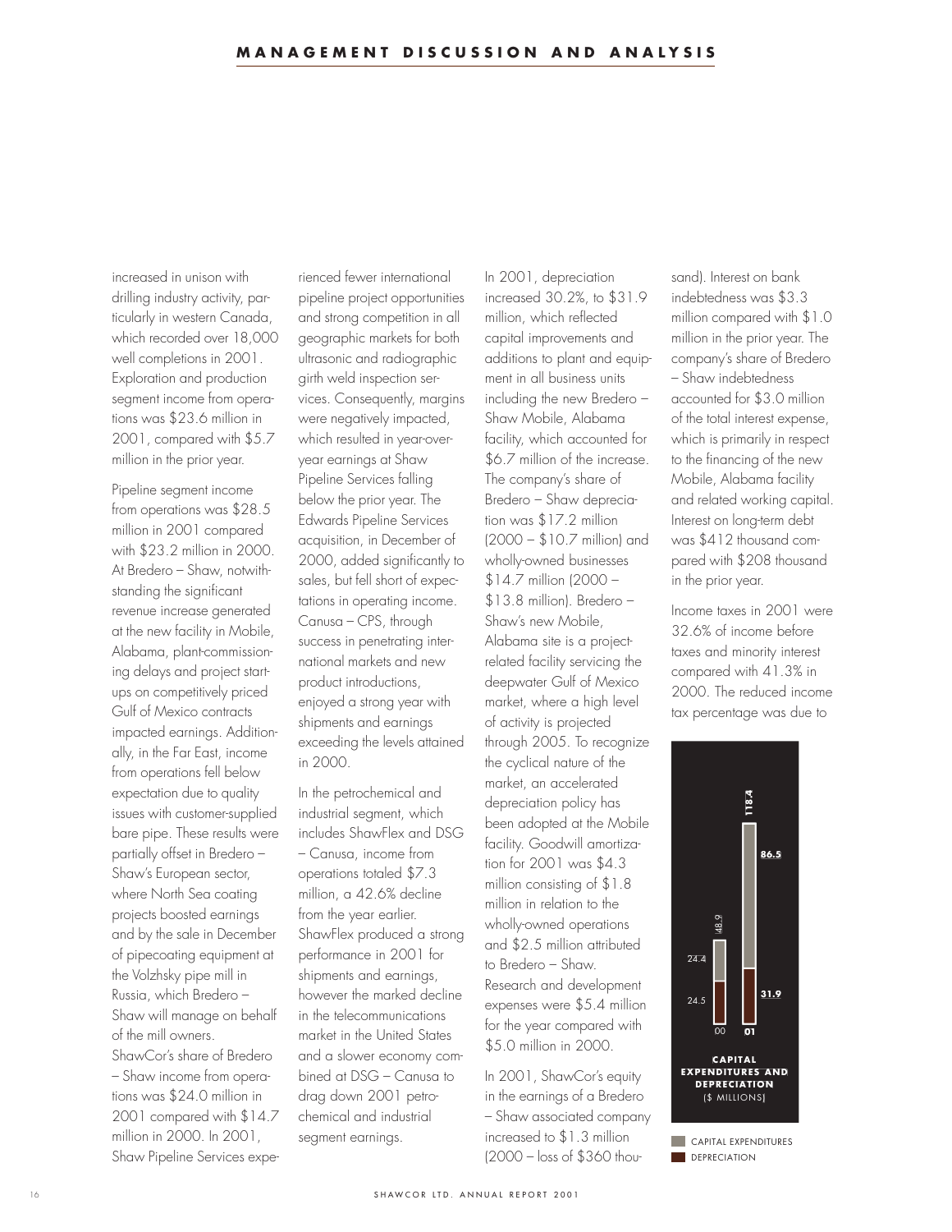increased in unison with drilling industry activity, particularly in western Canada, which recorded over 18,000 well completions in 2001. Exploration and production segment income from operations was $23.6 million in 2001, compared with $5.7 million in the prior year.

Pipeline segment income from operations was $28.5 million in 2001 compared with $23.2 million in 2000. At Bredero – Shaw, notwithstanding the significant revenue increase generated at the new facility in Mobile, Alabama, plant-commissioning delays and project start-ups on competitively priced Gulf of Mexico contracts impacted earnings. Additionally, in the Far East, income from operations fell below expectation due to quality issues with customer-supplied bare pipe. These results were partially offset in Bredero – Shaw's European sector, where North Sea coating projects boosted earnings and by the sale in December of pipecoating equipment at the Volzhsky pipe mill in Russia, which Bredero – Shaw will manage on behalf of the mill owners. ShawCor's share of Bredero – Shaw income from operations was $24.0 million in 2001 compared with $14.7 million in 2000. In 2001, Shaw Pipeline Services experienced fewer international pipeline project opportunities and strong competition in all geographic markets for both ultrasonic and radiographic girth weld inspection services. Consequently, margins were negatively impacted, which resulted in year-over-year earnings at Shaw Pipeline Services falling below the prior year. The Edwards Pipeline Services acquisition, in December of 2000, added significantly to sales, but fell short of expectations in operating income. Canusa – CPS, through success in penetrating international markets and new product introductions, enjoyed a strong year with shipments and earnings exceeding the levels attained in 2000.

In the petrochemical and industrial segment, which includes ShawFlex and DSG – Canusa, income from operations totaled $7.3 million, a 42.6% decline from the year earlier. ShawFlex produced a strong performance in 2001 for shipments and earnings, however the marked decline in the telecommunications market in the United States and a slower economy combined at DSG – Canusa to drag down 2001 petrochemical and industrial segment earnings.

In 2001, depreciation increased 30.2%, to $31.9 million, which reflected capital improvements and additions to plant and equipment in all business units including the new Bredero – Shaw Mobile, Alabama facility, which accounted for $6.7 million of the increase. The company's share of Bredero – Shaw depreciation was $17.2 million (2000 – $10.7 million) and wholly-owned businesses $14.7 million (2000 – $13.8 million). Bredero – Shaw's new Mobile, Alabama site is a project-related facility servicing the deepwater Gulf of Mexico market, where a high level of activity is projected through 2005. To recognize the cyclical nature of the market, an accelerated depreciation policy has been adopted at the Mobile facility. Goodwill amortization for 2001 was $4.3 million consisting of $1.8 million in relation to the wholly-owned operations and $2.5 million attributed to Bredero – Shaw. Research and development expenses were $5.4 million for the year compared with $5.0 million in 2000.

In 2001, ShawCor's equity in the earnings of a Bredero – Shaw associated company increased to $1.3 million (2000 – loss of $360 thousand). Interest on bank indebtedness was $3.3 million compared with $1.0 million in the prior year. The company's share of Bredero – Shaw indebtedness accounted for $3.0 million of the total interest expense, which is primarily in respect to the financing of the new Mobile, Alabama facility and related working capital. Interest on long-term debt was $412 thousand compared with $208 thousand in the prior year.

Income taxes in 2001 were 32.6% of income before taxes and minority interest compared with 41.3% in 2000. The reduced income tax percentage was due to

**CAPITAL EXPENDITURES AND DEPRECIATION** ($ MILLIONS)

| Year | Capital Expenditures | Depreciation | Total |
|---|---|---|---|
| 00 | 24.4 | 24.5 | 48.9 |
| 01 | 86.5 | 31.9 | 118.4 |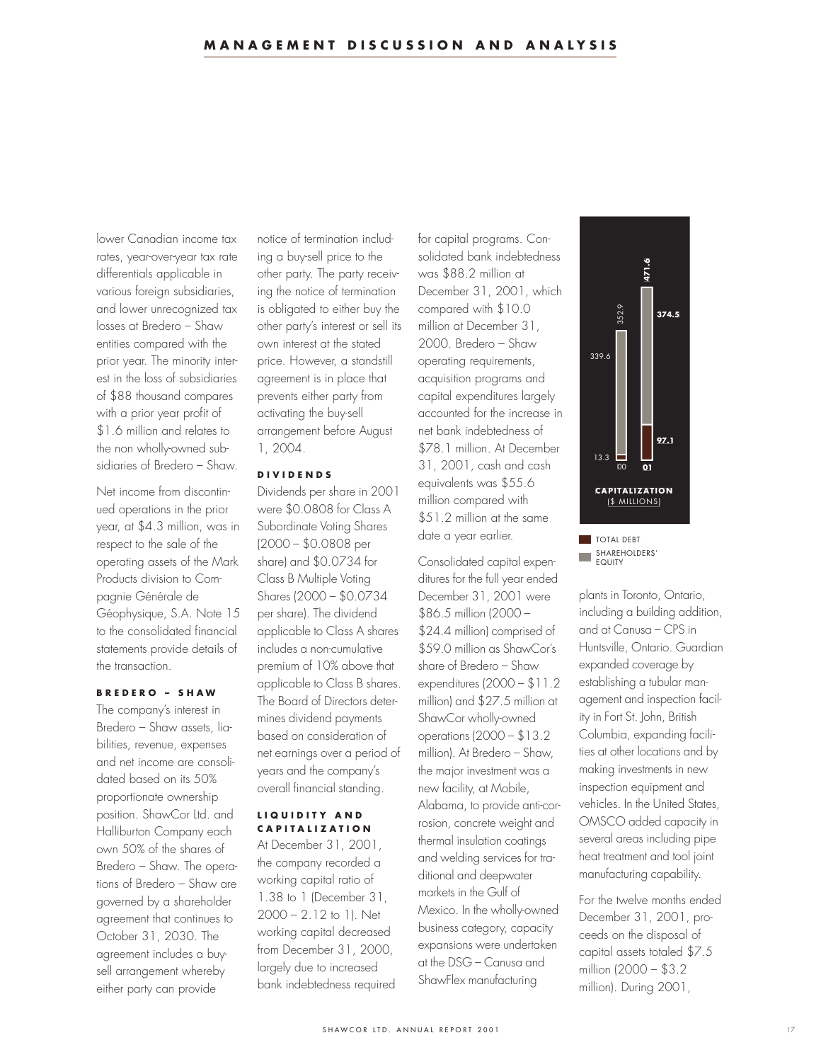lower Canadian income tax rates, year-over-year tax rate differentials applicable in various foreign subsidiaries, and lower unrecognized tax losses at Bredero – Shaw entities compared with the prior year. The minority interest in the loss of subsidiaries of $88 thousand compares with a prior year profit of $1.6 million and relates to the non wholly-owned subsidiaries of Bredero – Shaw.

Net income from discontinued operations in the prior year, at $4.3 million, was in respect to the sale of the operating assets of the Mark Products division to Compagnie Générale de Géophysique, S.A. Note 15 to the consolidated financial statements provide details of the transaction.

**BREDERO – SHAW**

The company's interest in Bredero – Shaw assets, liabilities, revenue, expenses and net income are consolidated based on its 50% proportionate ownership position. ShawCor Ltd. and Halliburton Company each own 50% of the shares of Bredero – Shaw. The operations of Bredero – Shaw are governed by a shareholder agreement that continues to October 31, 2030. The agreement includes a buy-sell arrangement whereby either party can provide notice of termination including a buy-sell price to the other party. The party receiving the notice of termination is obligated to either buy the other party's interest or sell its own interest at the stated price. However, a standstill agreement is in place that prevents either party from activating the buy-sell arrangement before August 1, 2004.

**DIVIDENDS**

Dividends per share in 2001 were $0.0808 for Class A Subordinate Voting Shares (2000 – $0.0808 per share) and $0.0734 for Class B Multiple Voting Shares (2000 – $0.0734 per share). The dividend applicable to Class A shares includes a non-cumulative premium of 10% above that applicable to Class B shares. The Board of Directors determines dividend payments based on consideration of net earnings over a period of years and the company's overall financial standing.

**LIQUIDITY AND CAPITALIZATION**

At December 31, 2001, the company recorded a working capital ratio of 1.38 to 1 (December 31, 2000 – 2.12 to 1). Net working capital decreased from December 31, 2000, largely due to increased bank indebtedness required for capital programs. Consolidated bank indebtedness was $88.2 million at December 31, 2001, which compared with $10.0 million at December 31, 2000. Bredero – Shaw operating requirements, acquisition programs and capital expenditures largely accounted for the increase in net bank indebtedness of $78.1 million. At December 31, 2001, cash and cash equivalents was $55.6 million compared with $51.2 million at the same date a year earlier.

Consolidated capital expenditures for the full year ended December 31, 2001 were $86.5 million (2000 – $24.4 million) comprised of $59.0 million as ShawCor's share of Bredero – Shaw expenditures (2000 – $11.2 million) and $27.5 million at ShawCor wholly-owned operations (2000 – $13.2 million). At Bredero – Shaw, the major investment was a new facility, at Mobile, Alabama, to provide anti-corrosion, concrete weight and thermal insulation coatings and welding services for traditional and deepwater markets in the Gulf of Mexico. In the wholly-owned business category, capacity expansions were undertaken at the DSG – Canusa and ShawFlex manufacturing plants in Toronto, Ontario, including a building addition, and at Canusa – CPS in Huntsville, Ontario. Guardian expanded coverage by establishing a tubular management and inspection facility in Fort St. John, British Columbia, expanding facilities at other locations and by making investments in new inspection equipment and vehicles. In the United States, OMSCO added capacity in several areas including pipe heat treatment and tool joint manufacturing capability.

**CAPITALIZATION**
($ MILLIONS)

| | 00 | 01 |
|---|---|---|
| Total Debt | 13.3 | 97.1 |
| Shareholders' Equity | 339.6 | 374.5 |
| Total | 352.9 | 471.6 |

For the twelve months ended December 31, 2001, proceeds on the disposal of capital assets totaled $7.5 million (2000 – $3.2 million). During 2001,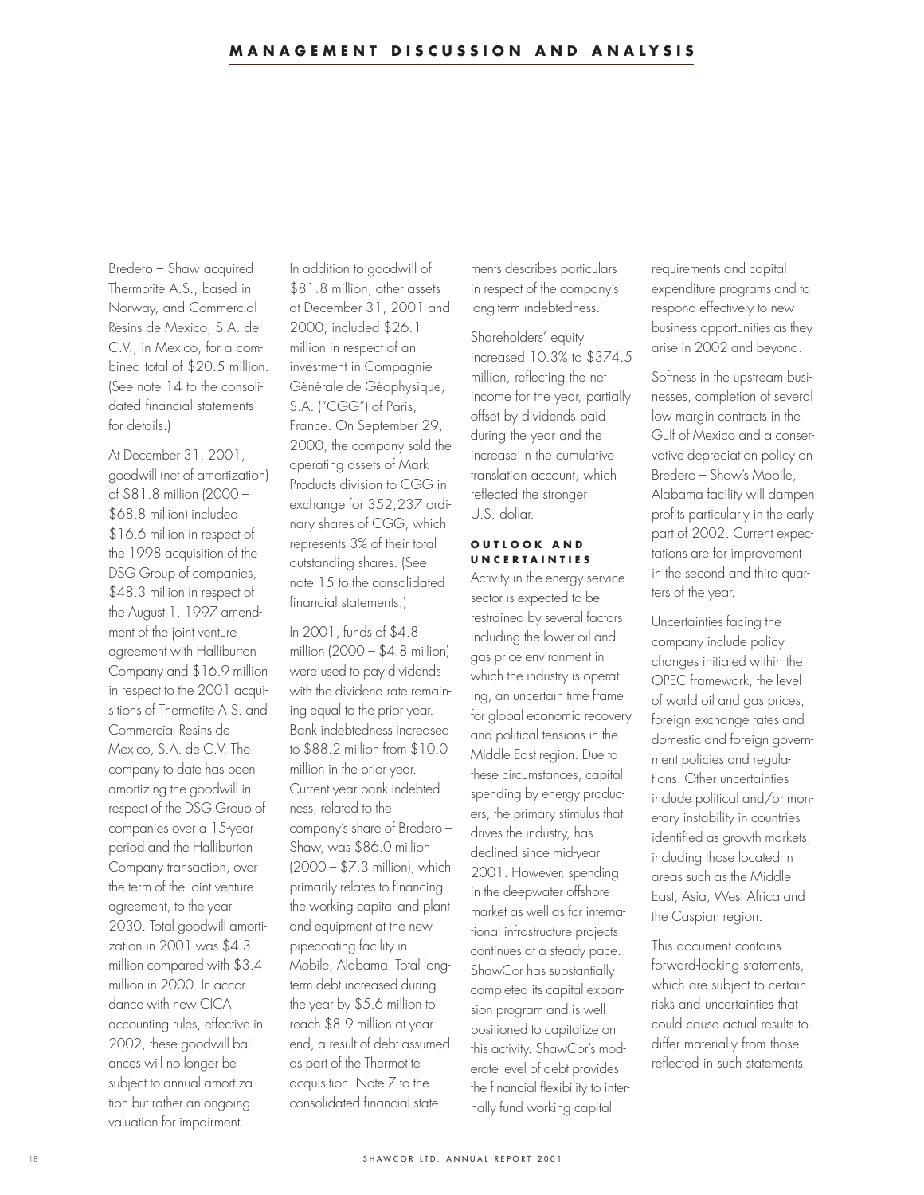Bredero – Shaw acquired Thermotite A.S., based in Norway, and Commercial Resins de Mexico, S.A. de C.V., in Mexico, for a combined total of $20.5 million. (See note 14 to the consolidated financial statements for details.)

At December 31, 2001, goodwill (net of amortization) of $81.8 million (2000 – $68.8 million) included $16.6 million in respect of the 1998 acquisition of the DSG Group of companies, $48.3 million in respect of the August 1, 1997 amendment of the joint venture agreement with Halliburton Company and $16.9 million in respect to the 2001 acquisitions of Thermotite A.S. and Commercial Resins de Mexico, S.A. de C.V. The company to date has been amortizing the goodwill in respect of the DSG Group of companies over a 15-year period and the Halliburton Company transaction, over the term of the joint venture agreement, to the year 2030. Total goodwill amortization in 2001 was $4.3 million compared with $3.4 million in 2000. In accordance with new CICA accounting rules, effective in 2002, these goodwill balances will no longer be subject to annual amortization but rather an ongoing valuation for impairment.

In addition to goodwill of $81.8 million, other assets at December 31, 2001 and 2000, included $26.1 million in respect of an investment in Compagnie Générale de Géophysique, S.A. ("CGG") of Paris, France. On September 29, 2000, the company sold the operating assets of Mark Products division to CGG in exchange for 352,237 ordinary shares of CGG, which represents 3% of their total outstanding shares. (See note 15 to the consolidated financial statements.)

In 2001, funds of $4.8 million (2000 – $4.8 million) were used to pay dividends with the dividend rate remaining equal to the prior year. Bank indebtedness increased to $88.2 million from $10.0 million in the prior year. Current year bank indebtedness, related to the company's share of Bredero – Shaw, was $86.0 million (2000 – $7.3 million), which primarily relates to financing the working capital and plant and equipment at the new pipecoating facility in Mobile, Alabama. Total long-term debt increased during the year by $5.6 million to reach $8.9 million at year end, a result of debt assumed as part of the Thermotite acquisition. Note 7 to the consolidated financial statements describes particulars in respect of the company's long-term indebtedness.

Shareholders' equity increased 10.3% to $374.5 million, reflecting the net income for the year, partially offset by dividends paid during the year and the increase in the cumulative translation account, which reflected the stronger U.S. dollar.

### OUTLOOK AND UNCERTAINTIES

Activity in the energy service sector is expected to be restrained by several factors including the lower oil and gas price environment in which the industry is operating, an uncertain time frame for global economic recovery and political tensions in the Middle East region. Due to these circumstances, capital spending by energy producers, the primary stimulus that drives the industry, has declined since mid-year 2001. However, spending in the deepwater offshore market as well as for international infrastructure projects continues at a steady pace. ShawCor has substantially completed its capital expansion program and is well positioned to capitalize on this activity. ShawCor's moderate level of debt provides the financial flexibility to internally fund working capital requirements and capital expenditure programs and to respond effectively to new business opportunities as they arise in 2002 and beyond.

Softness in the upstream businesses, completion of several low margin contracts in the Gulf of Mexico and a conservative depreciation policy on Bredero – Shaw's Mobile, Alabama facility will dampen profits particularly in the early part of 2002. Current expectations are for improvement in the second and third quarters of the year.

Uncertainties facing the company include policy changes initiated within the OPEC framework, the level of world oil and gas prices, foreign exchange rates and domestic and foreign government policies and regulations. Other uncertainties include political and/or monetary instability in countries identified as growth markets, including those located in areas such as the Middle East, Asia, West Africa and the Caspian region.

This document contains forward-looking statements, which are subject to certain risks and uncertainties that could cause actual results to differ materially from those reflected in such statements.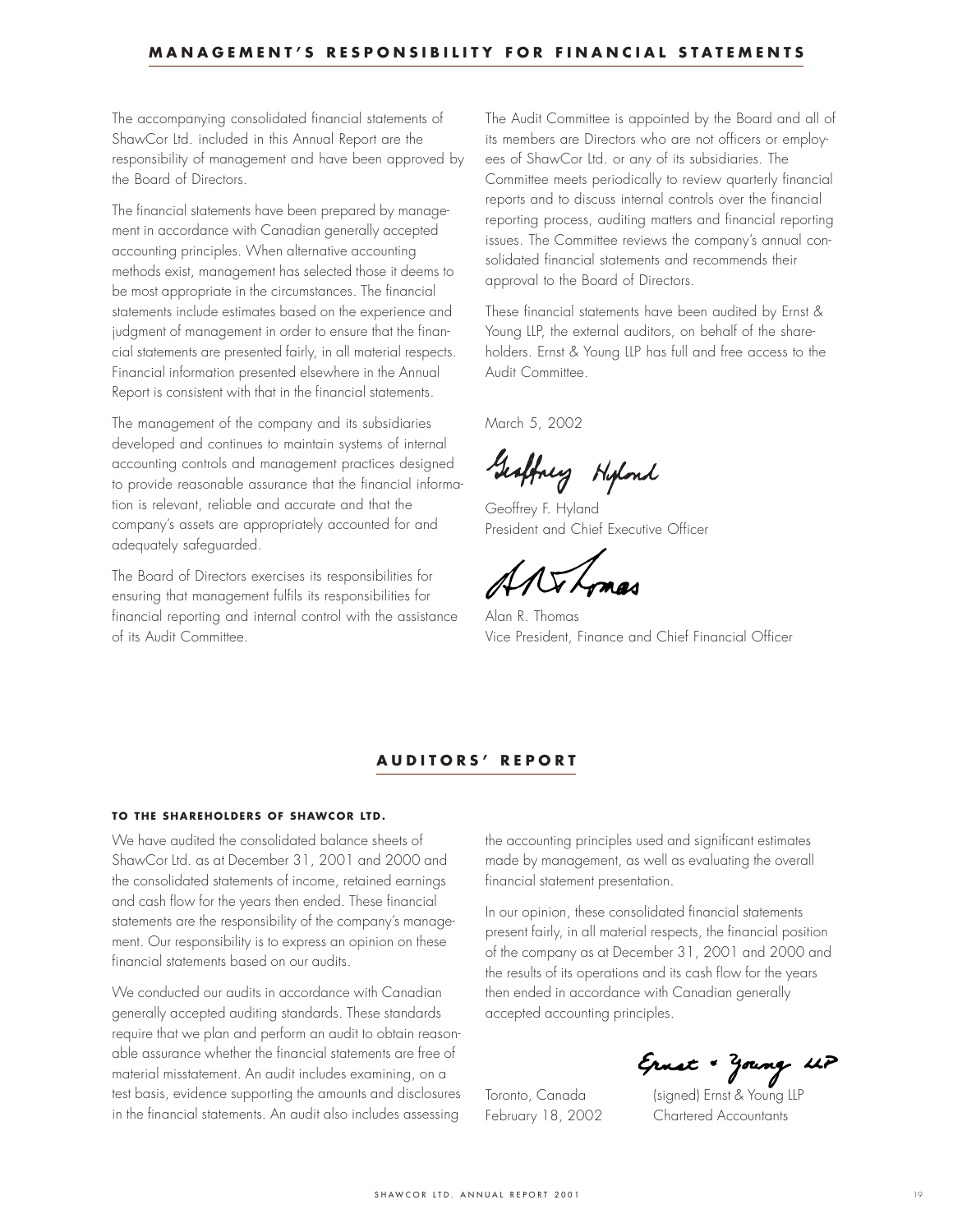## MANAGEMENT'S RESPONSIBILITY FOR FINANCIAL STATEMENTS

The accompanying consolidated financial statements of ShawCor Ltd. included in this Annual Report are the responsibility of management and have been approved by the Board of Directors.

The financial statements have been prepared by management in accordance with Canadian generally accepted accounting principles. When alternative accounting methods exist, management has selected those it deems to be most appropriate in the circumstances. The financial statements include estimates based on the experience and judgment of management in order to ensure that the financial statements are presented fairly, in all material respects. Financial information presented elsewhere in the Annual Report is consistent with that in the financial statements.

The management of the company and its subsidiaries developed and continues to maintain systems of internal accounting controls and management practices designed to provide reasonable assurance that the financial information is relevant, reliable and accurate and that the company's assets are appropriately accounted for and adequately safeguarded.

The Board of Directors exercises its responsibilities for ensuring that management fulfils its responsibilities for financial reporting and internal control with the assistance of its Audit Committee.

The Audit Committee is appointed by the Board and all of its members are Directors who are not officers or employees of ShawCor Ltd. or any of its subsidiaries. The Committee meets periodically to review quarterly financial reports and to discuss internal controls over the financial reporting process, auditing matters and financial reporting issues. The Committee reviews the company's annual consolidated financial statements and recommends their approval to the Board of Directors.

These financial statements have been audited by Ernst & Young LLP, the external auditors, on behalf of the shareholders. Ernst & Young LLP has full and free access to the Audit Committee.

March 5, 2002

Geoffrey F. Hyland
President and Chief Executive Officer

Alan R. Thomas
Vice President, Finance and Chief Financial Officer

## AUDITORS' REPORT

**TO THE SHAREHOLDERS OF SHAWCOR LTD.**

We have audited the consolidated balance sheets of ShawCor Ltd. as at December 31, 2001 and 2000 and the consolidated statements of income, retained earnings and cash flow for the years then ended. These financial statements are the responsibility of the company's management. Our responsibility is to express an opinion on these financial statements based on our audits.

We conducted our audits in accordance with Canadian generally accepted auditing standards. These standards require that we plan and perform an audit to obtain reasonable assurance whether the financial statements are free of material misstatement. An audit includes examining, on a test basis, evidence supporting the amounts and disclosures in the financial statements. An audit also includes assessing the accounting principles used and significant estimates made by management, as well as evaluating the overall financial statement presentation.

In our opinion, these consolidated financial statements present fairly, in all material respects, the financial position of the company as at December 31, 2001 and 2000 and the results of its operations and its cash flow for the years then ended in accordance with Canadian generally accepted accounting principles.

Toronto, Canada
February 18, 2002

(signed) Ernst & Young LLP
Chartered Accountants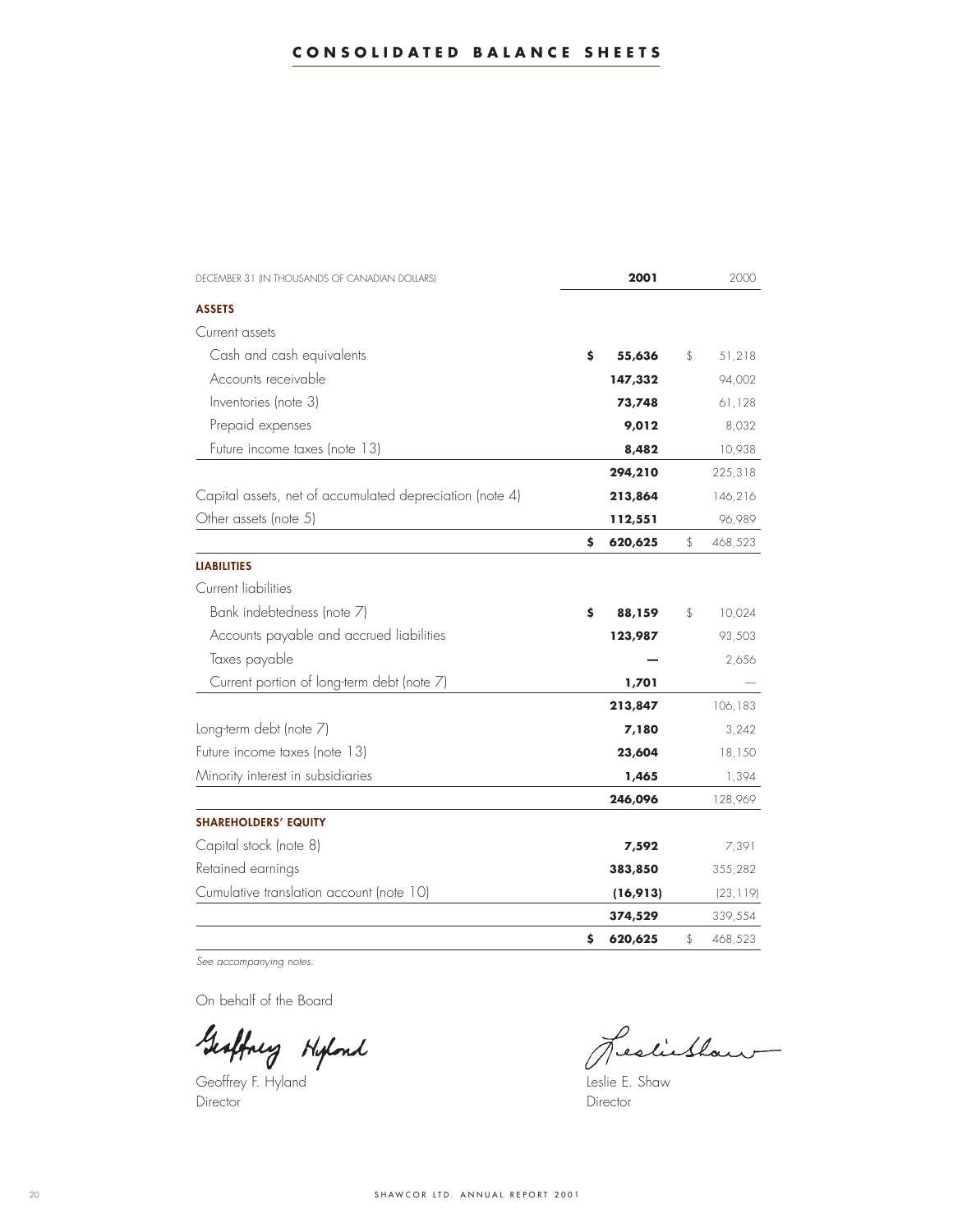# CONSOLIDATED BALANCE SHEETS

| DECEMBER 31 (IN THOUSANDS OF CANADIAN DOLLARS) | **2001** | 2000 |
|---|---|---|
| **ASSETS** | | |
| Current assets | | |
| Cash and cash equivalents | **$ 55,636** | $ 51,218 |
| Accounts receivable | **147,332** | 94,002 |
| Inventories (note 3) | **73,748** | 61,128 |
| Prepaid expenses | **9,012** | 8,032 |
| Future income taxes (note 13) | **8,482** | 10,938 |
| | **294,210** | 225,318 |
| Capital assets, net of accumulated depreciation (note 4) | **213,864** | 146,216 |
| Other assets (note 5) | **112,551** | 96,989 |
| | **$ 620,625** | $ 468,523 |
| **LIABILITIES** | | |
| Current liabilities | | |
| Bank indebtedness (note 7) | **$ 88,159** | $ 10,024 |
| Accounts payable and accrued liabilities | **123,987** | 93,503 |
| Taxes payable | **—** | 2,656 |
| Current portion of long-term debt (note 7) | **1,701** | — |
| | **213,847** | 106,183 |
| Long-term debt (note 7) | **7,180** | 3,242 |
| Future income taxes (note 13) | **23,604** | 18,150 |
| Minority interest in subsidiaries | **1,465** | 1,394 |
| | **246,096** | 128,969 |
| **SHAREHOLDERS' EQUITY** | | |
| Capital stock (note 8) | **7,592** | 7,391 |
| Retained earnings | **383,850** | 355,282 |
| Cumulative translation account (note 10) | **(16,913)** | (23,119) |
| | **374,529** | 339,554 |
| | **$ 620,625** | $ 468,523 |

*See accompanying notes.*

On behalf of the Board

Geoffrey F. Hyland
Director

Leslie E. Shaw
Director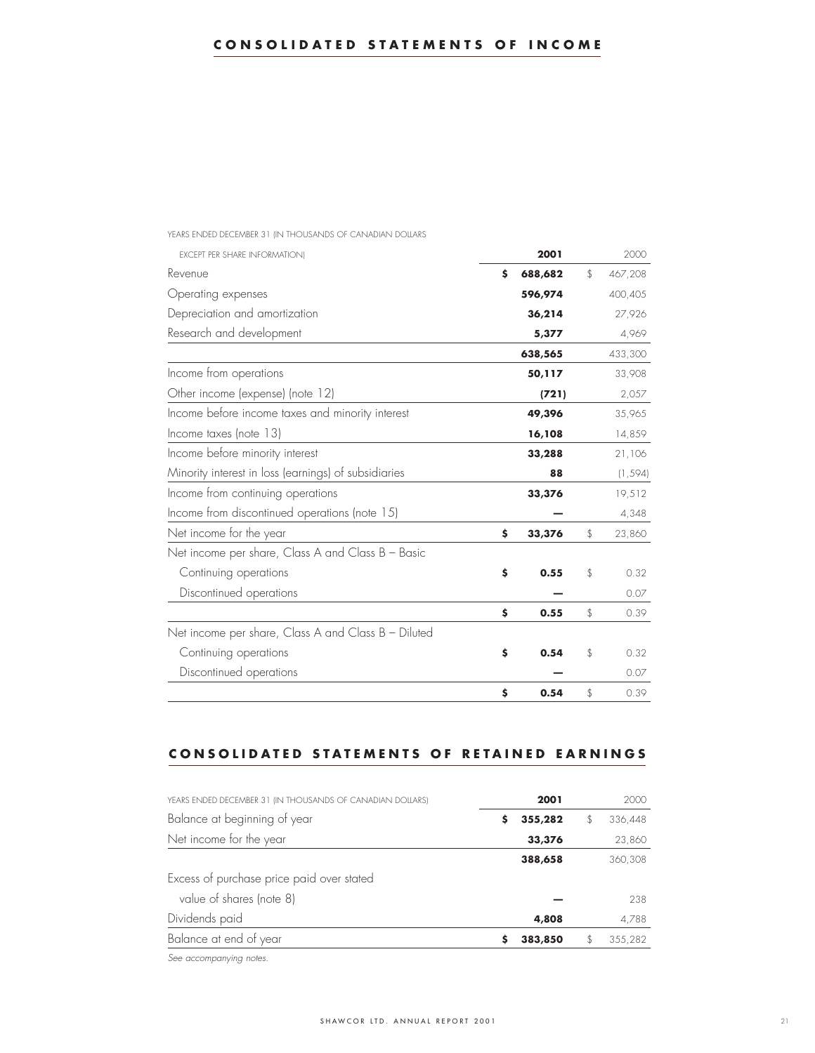# CONSOLIDATED STATEMENTS OF INCOME

| YEARS ENDED DECEMBER 31 (IN THOUSANDS OF CANADIAN DOLLARS EXCEPT PER SHARE INFORMATION) | 2001 | 2000 |
|---|---|---|
| Revenue | **$ 688,682** | $ 467,208 |
| Operating expenses | **596,974** | 400,405 |
| Depreciation and amortization | **36,214** | 27,926 |
| Research and development | **5,377** | 4,969 |
| | **638,565** | 433,300 |
| Income from operations | **50,117** | 33,908 |
| Other income (expense) (note 12) | **(721)** | 2,057 |
| Income before income taxes and minority interest | **49,396** | 35,965 |
| Income taxes (note 13) | **16,108** | 14,859 |
| Income before minority interest | **33,288** | 21,106 |
| Minority interest in loss (earnings) of subsidiaries | **88** | (1,594) |
| Income from continuing operations | **33,376** | 19,512 |
| Income from discontinued operations (note 15) | **—** | 4,348 |
| Net income for the year | **$ 33,376** | $ 23,860 |
| Net income per share, Class A and Class B – Basic | | |
| Continuing operations | **$ 0.55** | $ 0.32 |
| Discontinued operations | **—** | 0.07 |
| | **$ 0.55** | $ 0.39 |
| Net income per share, Class A and Class B – Diluted | | |
| Continuing operations | **$ 0.54** | $ 0.32 |
| Discontinued operations | **—** | 0.07 |
| | **$ 0.54** | $ 0.39 |

# CONSOLIDATED STATEMENTS OF RETAINED EARNINGS

| YEARS ENDED DECEMBER 31 (IN THOUSANDS OF CANADIAN DOLLARS) | 2001 | 2000 |
|---|---|---|
| Balance at beginning of year | **$ 355,282** | $ 336,448 |
| Net income for the year | **33,376** | 23,860 |
| | **388,658** | 360,308 |
| Excess of purchase price paid over stated value of shares (note 8) | **—** | 238 |
| Dividends paid | **4,808** | 4,788 |
| Balance at end of year | **$ 383,850** | $ 355,282 |

*See accompanying notes.*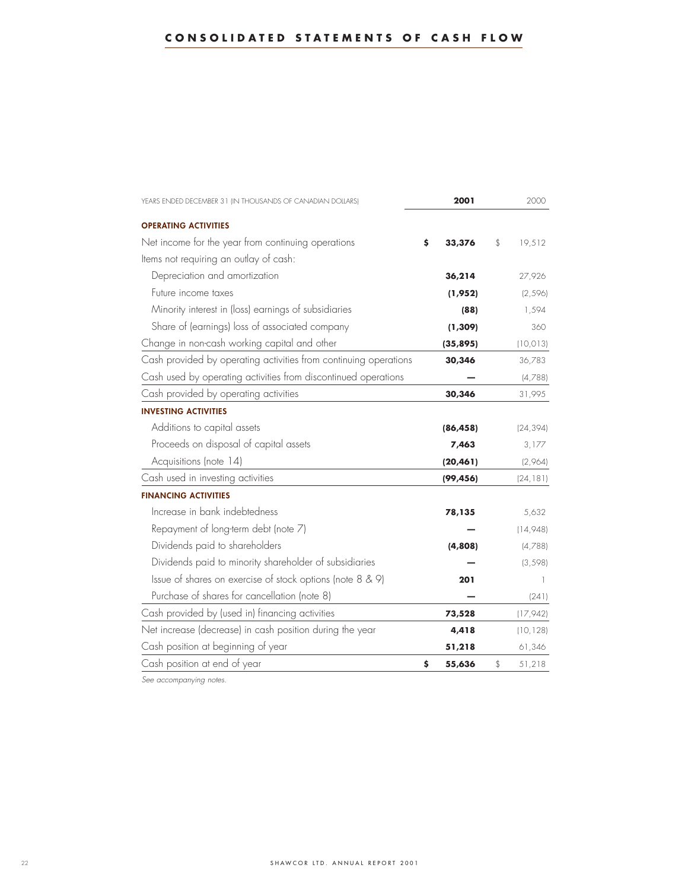# CONSOLIDATED STATEMENTS OF CASH FLOW

| YEARS ENDED DECEMBER 31 (IN THOUSANDS OF CANADIAN DOLLARS) | **2001** | 2000 |
|---|---|---|
| **OPERATING ACTIVITIES** | | |
| Net income for the year from continuing operations | **$ 33,376** | $ 19,512 |
| Items not requiring an outlay of cash: | | |
| Depreciation and amortization | **36,214** | 27,926 |
| Future income taxes | **(1,952)** | (2,596) |
| Minority interest in (loss) earnings of subsidiaries | **(88)** | 1,594 |
| Share of (earnings) loss of associated company | **(1,309)** | 360 |
| Change in non-cash working capital and other | **(35,895)** | (10,013) |
| Cash provided by operating activities from continuing operations | **30,346** | 36,783 |
| Cash used by operating activities from discontinued operations | **—** | (4,788) |
| Cash provided by operating activities | **30,346** | 31,995 |
| **INVESTING ACTIVITIES** | | |
| Additions to capital assets | **(86,458)** | (24,394) |
| Proceeds on disposal of capital assets | **7,463** | 3,177 |
| Acquisitions (note 14) | **(20,461)** | (2,964) |
| Cash used in investing activities | **(99,456)** | (24,181) |
| **FINANCING ACTIVITIES** | | |
| Increase in bank indebtedness | **78,135** | 5,632 |
| Repayment of long-term debt (note 7) | **—** | (14,948) |
| Dividends paid to shareholders | **(4,808)** | (4,788) |
| Dividends paid to minority shareholder of subsidiaries | **—** | (3,598) |
| Issue of shares on exercise of stock options (note 8 & 9) | **201** | 1 |
| Purchase of shares for cancellation (note 8) | **—** | (241) |
| Cash provided by (used in) financing activities | **73,528** | (17,942) |
| Net increase (decrease) in cash position during the year | **4,418** | (10,128) |
| Cash position at beginning of year | **51,218** | 61,346 |
| Cash position at end of year | **$ 55,636** | $ 51,218 |

*See accompanying notes.*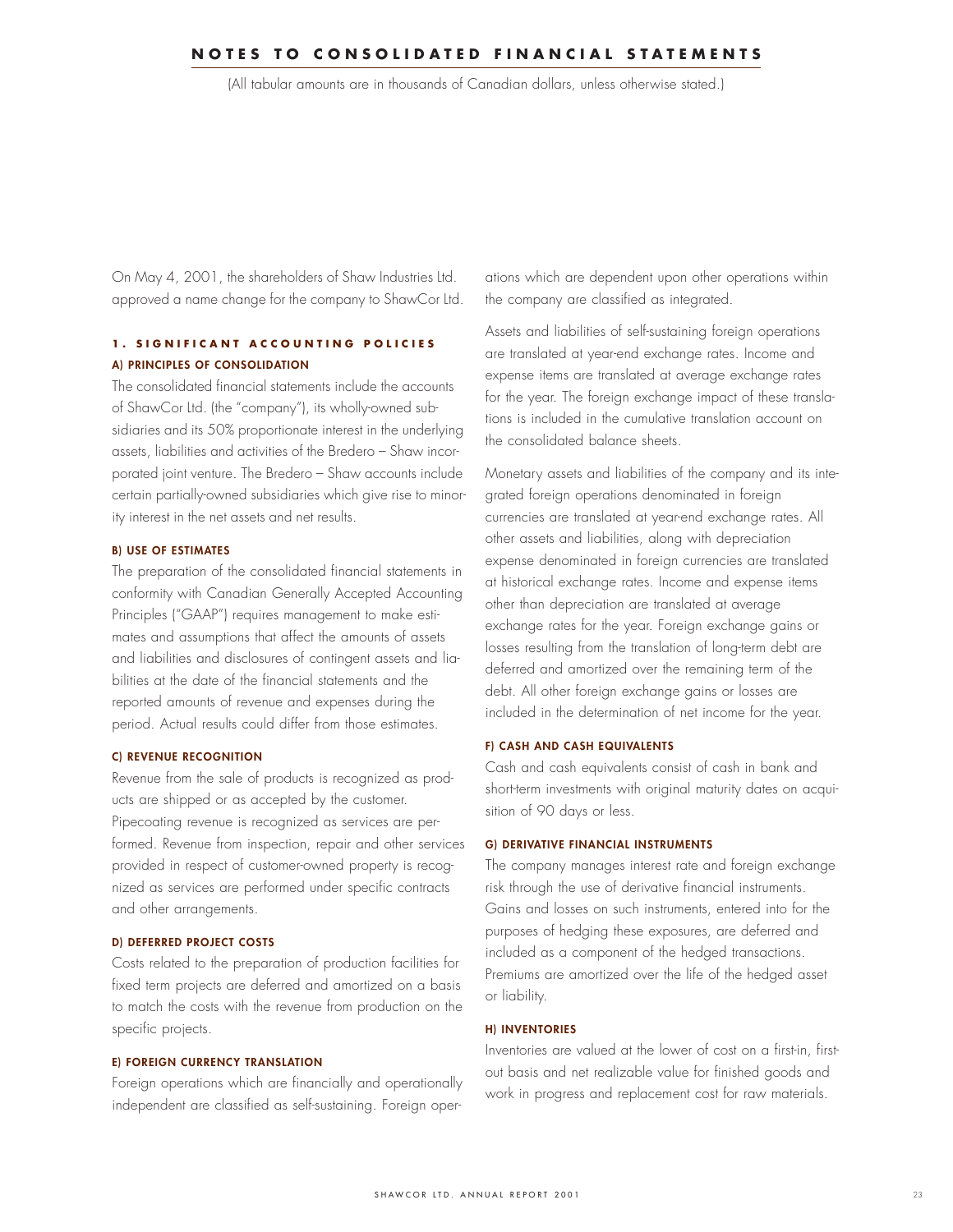# NOTES TO CONSOLIDATED FINANCIAL STATEMENTS

(All tabular amounts are in thousands of Canadian dollars, unless otherwise stated.)

On May 4, 2001, the shareholders of Shaw Industries Ltd. approved a name change for the company to ShawCor Ltd.

## 1. SIGNIFICANT ACCOUNTING POLICIES

### A) PRINCIPLES OF CONSOLIDATION

The consolidated financial statements include the accounts of ShawCor Ltd. (the "company"), its wholly-owned subsidiaries and its 50% proportionate interest in the underlying assets, liabilities and activities of the Bredero – Shaw incorporated joint venture. The Bredero – Shaw accounts include certain partially-owned subsidiaries which give rise to minority interest in the net assets and net results.

### B) USE OF ESTIMATES

The preparation of the consolidated financial statements in conformity with Canadian Generally Accepted Accounting Principles ("GAAP") requires management to make estimates and assumptions that affect the amounts of assets and liabilities and disclosures of contingent assets and liabilities at the date of the financial statements and the reported amounts of revenue and expenses during the period. Actual results could differ from those estimates.

### C) REVENUE RECOGNITION

Revenue from the sale of products is recognized as products are shipped or as accepted by the customer. Pipecoating revenue is recognized as services are performed. Revenue from inspection, repair and other services provided in respect of customer-owned property is recognized as services are performed under specific contracts and other arrangements.

### D) DEFERRED PROJECT COSTS

Costs related to the preparation of production facilities for fixed term projects are deferred and amortized on a basis to match the costs with the revenue from production on the specific projects.

### E) FOREIGN CURRENCY TRANSLATION

Foreign operations which are financially and operationally independent are classified as self-sustaining. Foreign operations which are dependent upon other operations within the company are classified as integrated.

Assets and liabilities of self-sustaining foreign operations are translated at year-end exchange rates. Income and expense items are translated at average exchange rates for the year. The foreign exchange impact of these translations is included in the cumulative translation account on the consolidated balance sheets.

Monetary assets and liabilities of the company and its integrated foreign operations denominated in foreign currencies are translated at year-end exchange rates. All other assets and liabilities, along with depreciation expense denominated in foreign currencies are translated at historical exchange rates. Income and expense items other than depreciation are translated at average exchange rates for the year. Foreign exchange gains or losses resulting from the translation of long-term debt are deferred and amortized over the remaining term of the debt. All other foreign exchange gains or losses are included in the determination of net income for the year.

### F) CASH AND CASH EQUIVALENTS

Cash and cash equivalents consist of cash in bank and short-term investments with original maturity dates on acquisition of 90 days or less.

### G) DERIVATIVE FINANCIAL INSTRUMENTS

The company manages interest rate and foreign exchange risk through the use of derivative financial instruments. Gains and losses on such instruments, entered into for the purposes of hedging these exposures, are deferred and included as a component of the hedged transactions. Premiums are amortized over the life of the hedged asset or liability.

### H) INVENTORIES

Inventories are valued at the lower of cost on a first-in, first-out basis and net realizable value for finished goods and work in progress and replacement cost for raw materials.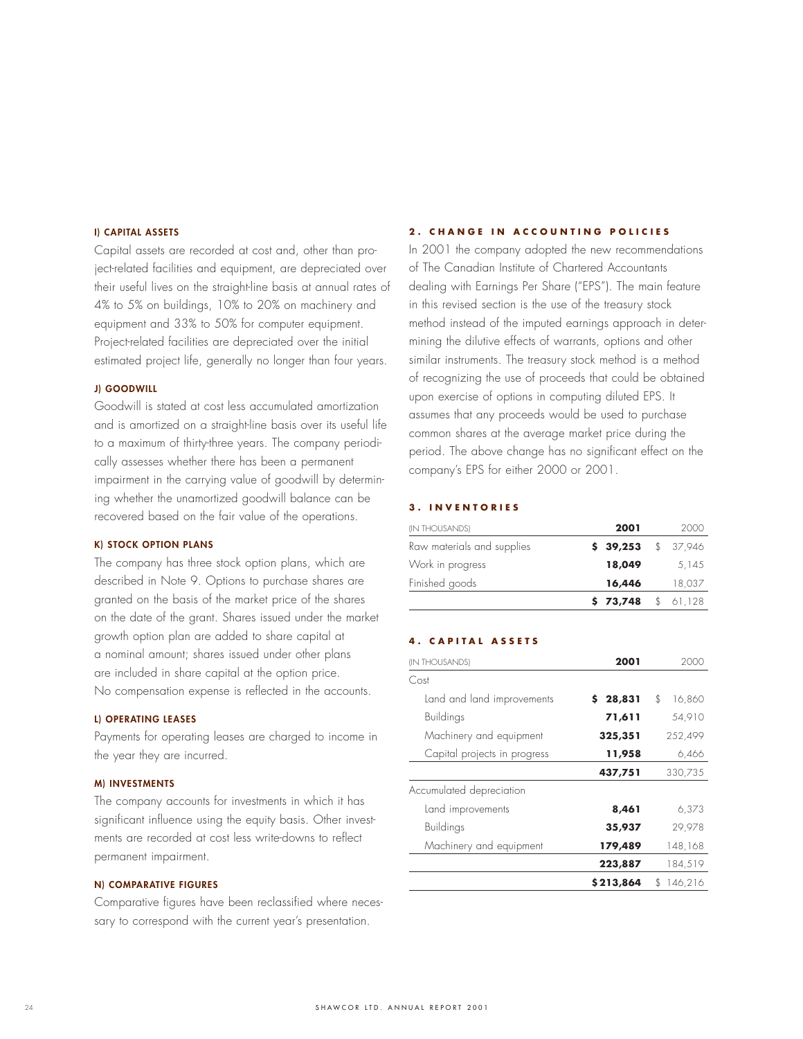#### I) CAPITAL ASSETS

Capital assets are recorded at cost and, other than project-related facilities and equipment, are depreciated over their useful lives on the straight-line basis at annual rates of 4% to 5% on buildings, 10% to 20% on machinery and equipment and 33% to 50% for computer equipment. Project-related facilities are depreciated over the initial estimated project life, generally no longer than four years.

#### J) GOODWILL

Goodwill is stated at cost less accumulated amortization and is amortized on a straight-line basis over its useful life to a maximum of thirty-three years. The company periodically assesses whether there has been a permanent impairment in the carrying value of goodwill by determining whether the unamortized goodwill balance can be recovered based on the fair value of the operations.

#### K) STOCK OPTION PLANS

The company has three stock option plans, which are described in Note 9. Options to purchase shares are granted on the basis of the market price of the shares on the date of the grant. Shares issued under the market growth option plan are added to share capital at a nominal amount; shares issued under other plans are included in share capital at the option price. No compensation expense is reflected in the accounts.

#### L) OPERATING LEASES

Payments for operating leases are charged to income in the year they are incurred.

#### M) INVESTMENTS

The company accounts for investments in which it has significant influence using the equity basis. Other investments are recorded at cost less write-downs to reflect permanent impairment.

#### N) COMPARATIVE FIGURES

Comparative figures have been reclassified where necessary to correspond with the current year's presentation.

## 2. CHANGE IN ACCOUNTING POLICIES

In 2001 the company adopted the new recommendations of The Canadian Institute of Chartered Accountants dealing with Earnings Per Share ("EPS"). The main feature in this revised section is the use of the treasury stock method instead of the imputed earnings approach in determining the dilutive effects of warrants, options and other similar instruments. The treasury stock method is a method of recognizing the use of proceeds that could be obtained upon exercise of options in computing diluted EPS. It assumes that any proceeds would be used to purchase common shares at the average market price during the period. The above change has no significant effect on the company's EPS for either 2000 or 2001.

## 3. INVENTORIES

| (IN THOUSANDS) | **2001** | 2000 |
|---|---|---|
| Raw materials and supplies | **$ 39,253** | $ 37,946 |
| Work in progress | **18,049** | 5,145 |
| Finished goods | **16,446** | 18,037 |
| | **$ 73,748** | $ 61,128 |

## 4. CAPITAL ASSETS

| (IN THOUSANDS) | **2001** | 2000 |
|---|---|---|
| Cost | | |
| Land and land improvements | **$ 28,831** | $ 16,860 |
| Buildings | **71,611** | 54,910 |
| Machinery and equipment | **325,351** | 252,499 |
| Capital projects in progress | **11,958** | 6,466 |
| | **437,751** | 330,735 |
| Accumulated depreciation | | |
| Land improvements | **8,461** | 6,373 |
| Buildings | **35,937** | 29,978 |
| Machinery and equipment | **179,489** | 148,168 |
| | **223,887** | 184,519 |
| | **$213,864** | $ 146,216 |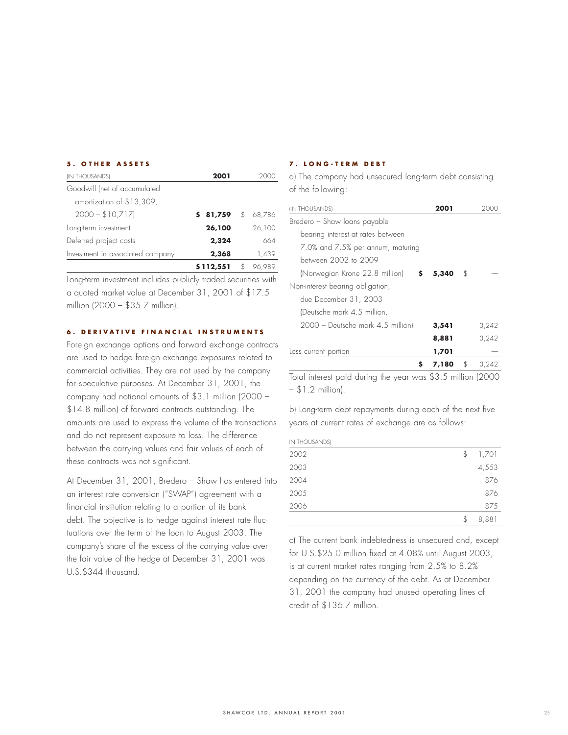## 5. OTHER ASSETS

| (IN THOUSANDS) | 2001 | 2000 |
|---|---|---|
| Goodwill (net of accumulated amortization of $13,309, 2000 – $10,717) | **$ 81,759** | $ 68,786 |
| Long-term investment | **26,100** | 26,100 |
| Deferred project costs | **2,324** | 664 |
| Investment in associated company | **2,368** | 1,439 |
| | **$112,551** | $ 96,989 |

Long-term investment includes publicly traded securities with a quoted market value at December 31, 2001 of $17.5 million (2000 – $35.7 million).

## 6. DERIVATIVE FINANCIAL INSTRUMENTS

Foreign exchange options and forward exchange contracts are used to hedge foreign exchange exposures related to commercial activities. They are not used by the company for speculative purposes. At December 31, 2001, the company had notional amounts of $3.1 million (2000 – $14.8 million) of forward contracts outstanding. The amounts are used to express the volume of the transactions and do not represent exposure to loss. The difference between the carrying values and fair values of each of these contracts was not significant.

At December 31, 2001, Bredero – Shaw has entered into an interest rate conversion ("SWAP") agreement with a financial institution relating to a portion of its bank debt. The objective is to hedge against interest rate fluctuations over the term of the loan to August 2003. The company's share of the excess of the carrying value over the fair value of the hedge at December 31, 2001 was U.S.$344 thousand.

## 7. LONG-TERM DEBT

a) The company had unsecured long-term debt consisting of the following:

| (IN THOUSANDS) | 2001 | 2000 |
|---|---|---|
| Bredero – Shaw loans payable bearing interest at rates between 7.0% and 7.5% per annum, maturing between 2002 to 2009 (Norwegian Krone 22.8 million) | **$ 5,340** | $ — |
| Non-interest bearing obligation, due December 31, 2003 (Deutsche mark 4.5 million, 2000 – Deutsche mark 4.5 million) | **3,541** | 3,242 |
| | **8,881** | 3,242 |
| Less current portion | **1,701** | — |
| | **$ 7,180** | $ 3,242 |

Total interest paid during the year was $3.5 million (2000 – $1.2 million).

b) Long-term debt repayments during each of the next five years at current rates of exchange are as follows:

| IN THOUSANDS) | |
|---|---|
| 2002 | $ 1,701 |
| 2003 | 4,553 |
| 2004 | 876 |
| 2005 | 876 |
| 2006 | 875 |
| | $ 8,881 |

c) The current bank indebtedness is unsecured and, except for U.S.$25.0 million fixed at 4.08% until August 2003, is at current market rates ranging from 2.5% to 8.2% depending on the currency of the debt. As at December 31, 2001 the company had unused operating lines of credit of $136.7 million.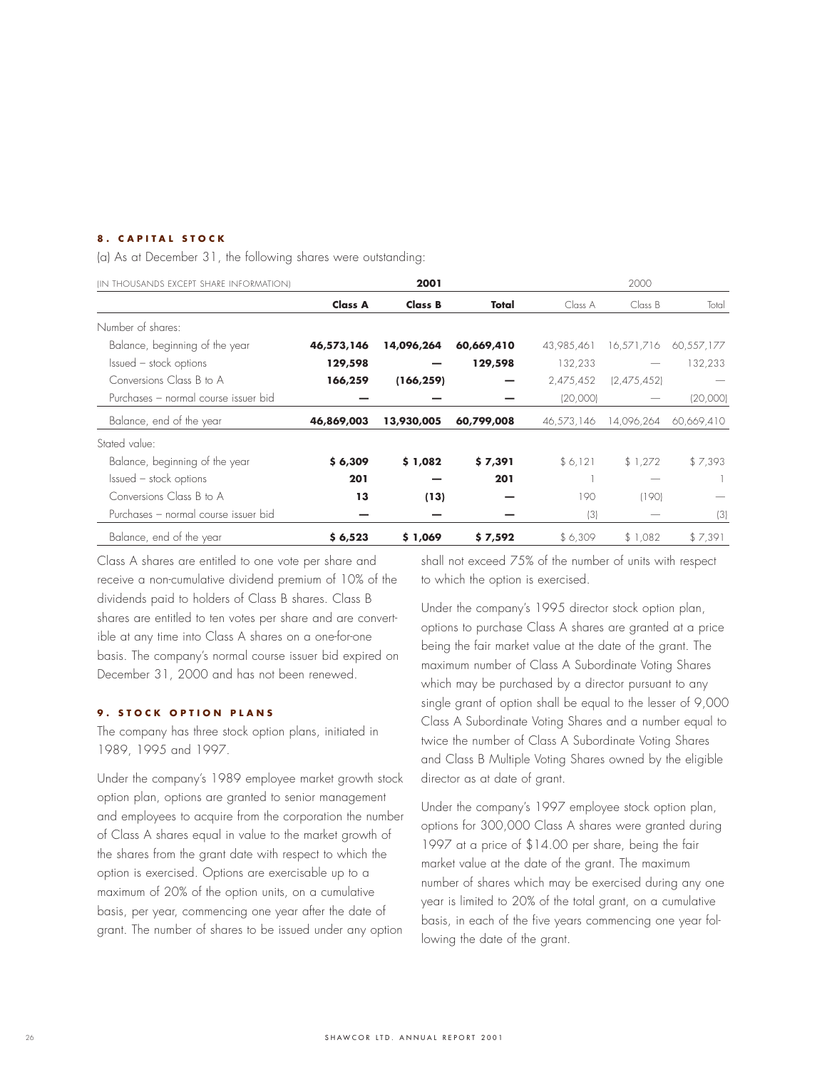## 8. CAPITAL STOCK

(a) As at December 31, the following shares were outstanding:

| (IN THOUSANDS EXCEPT SHARE INFORMATION) | 2001 | | | 2000 | | |
|---|---|---|---|---|---|---|
| | **Class A** | **Class B** | **Total** | Class A | Class B | Total |
| Number of shares: | | | | | | |
| Balance, beginning of the year | **46,573,146** | **14,096,264** | **60,669,410** | 43,985,461 | 16,571,716 | 60,557,177 |
| Issued – stock options | **129,598** | **—** | **129,598** | 132,233 | — | 132,233 |
| Conversions Class B to A | **166,259** | **(166,259)** | **—** | 2,475,452 | (2,475,452) | — |
| Purchases – normal course issuer bid | **—** | **—** | **—** | (20,000) | — | (20,000) |
| Balance, end of the year | **46,869,003** | **13,930,005** | **60,799,008** | 46,573,146 | 14,096,264 | 60,669,410 |
| Stated value: | | | | | | |
| Balance, beginning of the year | **$ 6,309** | **$ 1,082** | **$ 7,391** | $ 6,121 | $ 1,272 | $ 7,393 |
| Issued – stock options | **201** | **—** | **201** | 1 | — | 1 |
| Conversions Class B to A | **13** | **(13)** | **—** | 190 | (190) | — |
| Purchases – normal course issuer bid | **—** | **—** | **—** | (3) | — | (3) |
| Balance, end of the year | **$ 6,523** | **$ 1,069** | **$ 7,592** | $ 6,309 | $ 1,082 | $ 7,391 |

Class A shares are entitled to one vote per share and receive a non-cumulative dividend premium of 10% of the dividends paid to holders of Class B shares. Class B shares are entitled to ten votes per share and are convertible at any time into Class A shares on a one-for-one basis. The company's normal course issuer bid expired on December 31, 2000 and has not been renewed.

## 9. STOCK OPTION PLANS

The company has three stock option plans, initiated in 1989, 1995 and 1997.

Under the company's 1989 employee market growth stock option plan, options are granted to senior management and employees to acquire from the corporation the number of Class A shares equal in value to the market growth of the shares from the grant date with respect to which the option is exercised. Options are exercisable up to a maximum of 20% of the option units, on a cumulative basis, per year, commencing one year after the date of grant. The number of shares to be issued under any option shall not exceed 75% of the number of units with respect to which the option is exercised.

Under the company's 1995 director stock option plan, options to purchase Class A shares are granted at a price being the fair market value at the date of the grant. The maximum number of Class A Subordinate Voting Shares which may be purchased by a director pursuant to any single grant of option shall be equal to the lesser of 9,000 Class A Subordinate Voting Shares and a number equal to twice the number of Class A Subordinate Voting Shares and Class B Multiple Voting Shares owned by the eligible director as at date of grant.

Under the company's 1997 employee stock option plan, options for 300,000 Class A shares were granted during 1997 at a price of $14.00 per share, being the fair market value at the date of the grant. The maximum number of shares which may be exercised during any one year is limited to 20% of the total grant, on a cumulative basis, in each of the five years commencing one year following the date of the grant.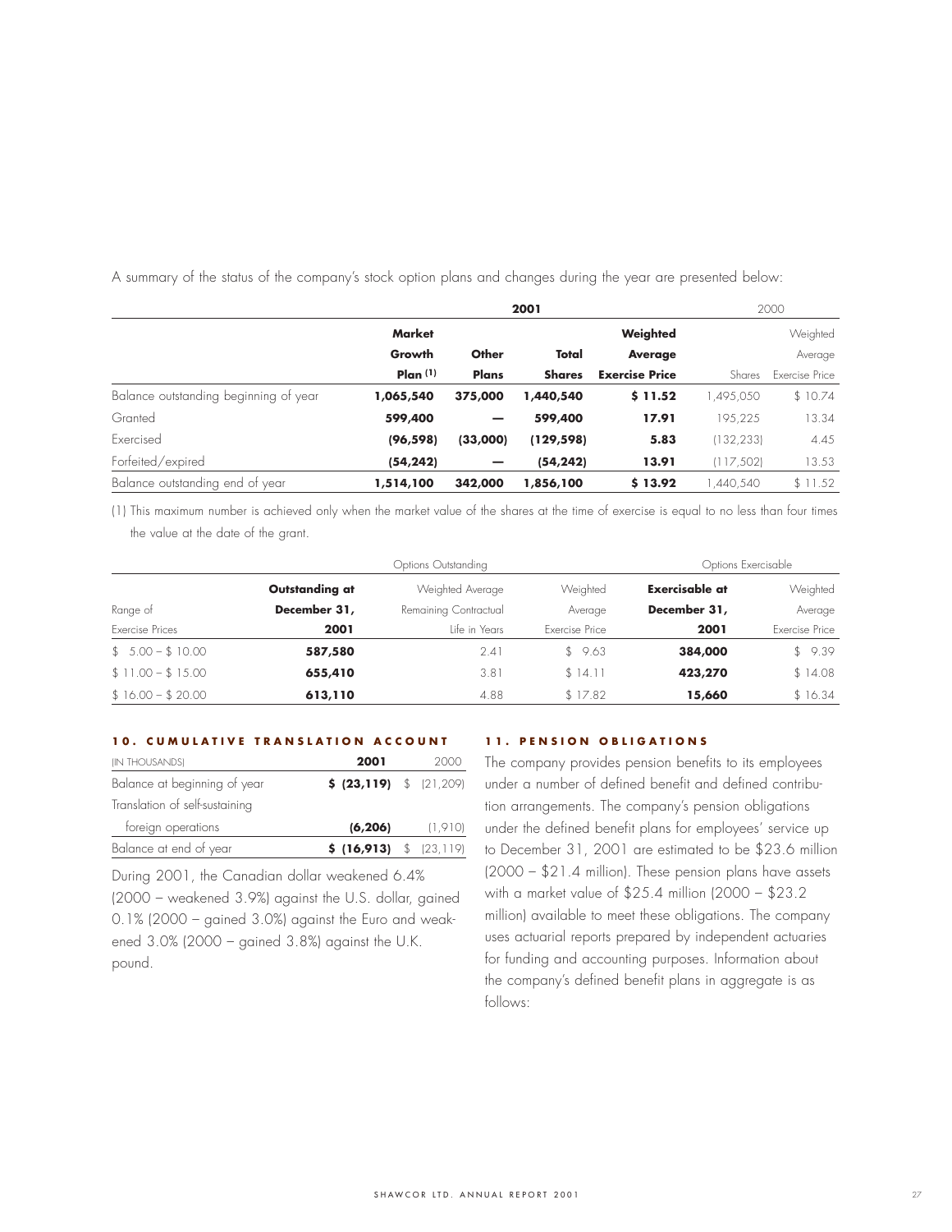A summary of the status of the company's stock option plans and changes during the year are presented below:

| | 2001 | | | | 2000 | |
|---|---|---|---|---|---|---|
| | **Market Growth Plan** [(1)] | **Other Plans** | **Total Shares** | **Weighted Average Exercise Price** | Shares | Weighted Average Exercise Price |
| Balance outstanding beginning of year | **1,065,540** | **375,000** | **1,440,540** | **$ 11.52** | 1,495,050 | $ 10.74 |
| Granted | **599,400** | **—** | **599,400** | **17.91** | 195,225 | 13.34 |
| Exercised | **(96,598)** | **(33,000)** | **(129,598)** | **5.83** | (132,233) | 4.45 |
| Forfeited/expired | **(54,242)** | **—** | **(54,242)** | **13.91** | (117,502) | 13.53 |
| Balance outstanding end of year | **1,514,100** | **342,000** | **1,856,100** | **$ 13.92** | 1,440,540 | $ 11.52 |

(1) This maximum number is achieved only when the market value of the shares at the time of exercise is equal to no less than four times the value at the date of the grant.

| | Options Outstanding | | | Options Exercisable | |
|---|---|---|---|---|---|
| Range of Exercise Prices | **Outstanding at December 31, 2001** | Weighted Average Remaining Contractual Life in Years | Weighted Average Exercise Price | **Exercisable at December 31, 2001** | Weighted Average Exercise Price |
| $ 5.00 – $ 10.00 | **587,580** | 2.41 | $ 9.63 | **384,000** | $ 9.39 |
| $ 11.00 – $ 15.00 | **655,410** | 3.81 | $ 14.11 | **423,270** | $ 14.08 |
| $ 16.00 – $ 20.00 | **613,110** | 4.88 | $ 17.82 | **15,660** | $ 16.34 |

## 10. CUMULATIVE TRANSLATION ACCOUNT

| (IN THOUSANDS) | 2001 | 2000 |
|---|---|---|
| Balance at beginning of year | **$ (23,119)** | $ (21,209) |
| Translation of self-sustaining foreign operations | **(6,206)** | (1,910) |
| Balance at end of year | **$ (16,913)** | $ (23,119) |

During 2001, the Canadian dollar weakened 6.4% (2000 – weakened 3.9%) against the U.S. dollar, gained 0.1% (2000 – gained 3.0%) against the Euro and weakened 3.0% (2000 – gained 3.8%) against the U.K. pound.

## 11. PENSION OBLIGATIONS

The company provides pension benefits to its employees under a number of defined benefit and defined contribution arrangements. The company's pension obligations under the defined benefit plans for employees' service up to December 31, 2001 are estimated to be $23.6 million (2000 – $21.4 million). These pension plans have assets with a market value of $25.4 million (2000 – $23.2 million) available to meet these obligations. The company uses actuarial reports prepared by independent actuaries for funding and accounting purposes. Information about the company's defined benefit plans in aggregate is as follows: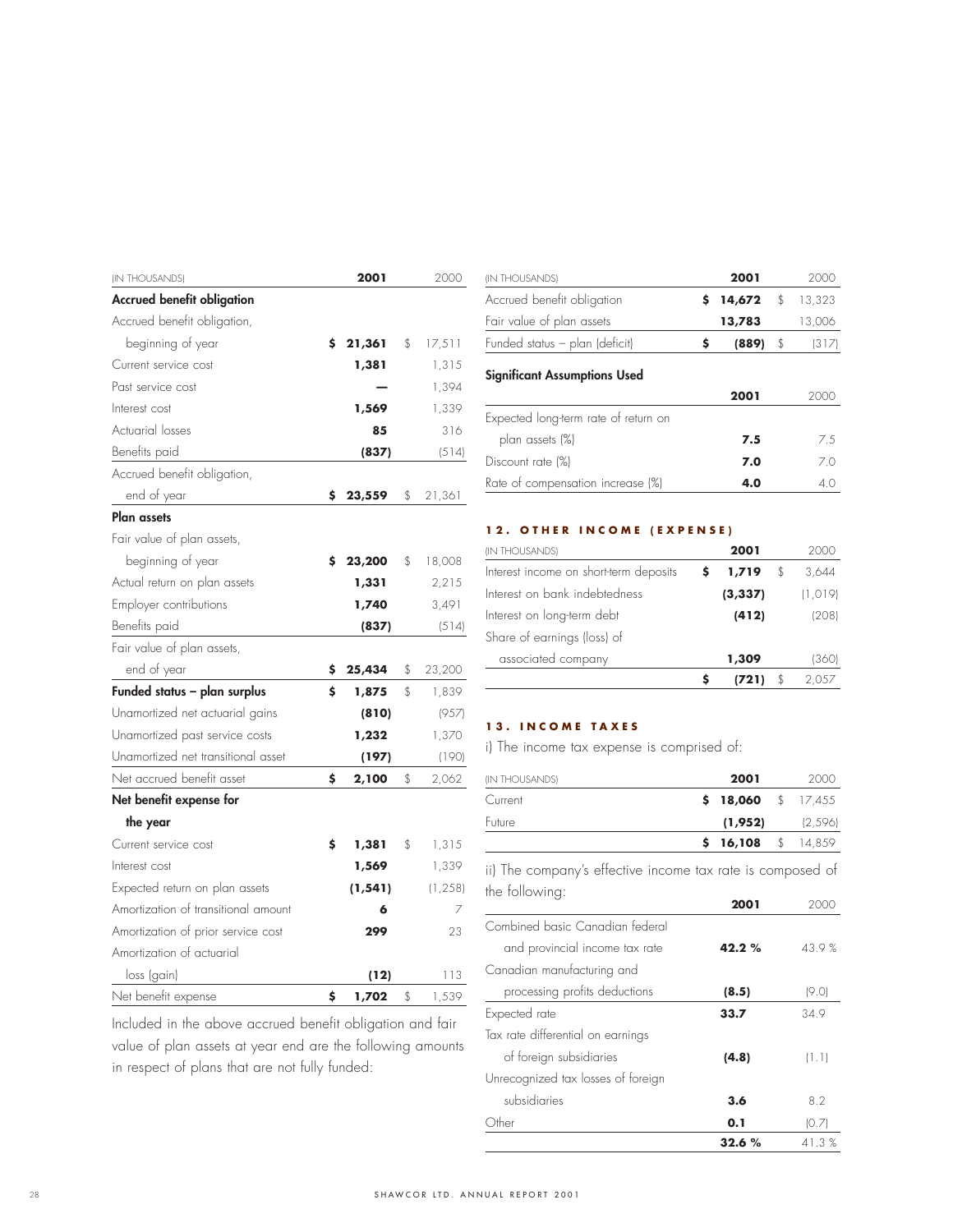| (IN THOUSANDS) | 2001 | 2000 |
|---|---|---|
| **Accrued benefit obligation** | | |
| Accrued benefit obligation, beginning of year | **$ 21,361** | $ 17,511 |
| Current service cost | **1,381** | 1,315 |
| Past service cost | **—** | 1,394 |
| Interest cost | **1,569** | 1,339 |
| Actuarial losses | **85** | 316 |
| Benefits paid | **(837)** | (514) |
| Accrued benefit obligation, end of year | **$ 23,559** | $ 21,361 |
| **Plan assets** | | |
| Fair value of plan assets, beginning of year | **$ 23,200** | $ 18,008 |
| Actual return on plan assets | **1,331** | 2,215 |
| Employer contributions | **1,740** | 3,491 |
| Benefits paid | **(837)** | (514) |
| Fair value of plan assets, end of year | **$ 25,434** | $ 23,200 |
| **Funded status – plan surplus** | **$ 1,875** | $ 1,839 |
| Unamortized net actuarial gains | **(810)** | (957) |
| Unamortized past service costs | **1,232** | 1,370 |
| Unamortized net transitional asset | **(197)** | (190) |
| Net accrued benefit asset | **$ 2,100** | $ 2,062 |
| **Net benefit expense for the year** | | |
| Current service cost | **$ 1,381** | $ 1,315 |
| Interest cost | **1,569** | 1,339 |
| Expected return on plan assets | **(1,541)** | (1,258) |
| Amortization of transitional amount | **6** | 7 |
| Amortization of prior service cost | **299** | 23 |
| Amortization of actuarial loss (gain) | **(12)** | 113 |
| Net benefit expense | **$ 1,702** | $ 1,539 |

Included in the above accrued benefit obligation and fair value of plan assets at year end are the following amounts in respect of plans that are not fully funded:

| (IN THOUSANDS) | 2001 | 2000 |
|---|---|---|
| Accrued benefit obligation | **$ 14,672** | $ 13,323 |
| Fair value of plan assets | **13,783** | 13,006 |
| Funded status – plan (deficit) | **$ (889)** | $ (317) |

**Significant Assumptions Used**

| | 2001 | 2000 |
|---|---|---|
| Expected long-term rate of return on plan assets (%) | **7.5** | 7.5 |
| Discount rate (%) | **7.0** | 7.0 |
| Rate of compensation increase (%) | **4.0** | 4.0 |

## 12. OTHER INCOME (EXPENSE)

| (IN THOUSANDS) | 2001 | 2000 |
|---|---|---|
| Interest income on short-term deposits | **$ 1,719** | $ 3,644 |
| Interest on bank indebtedness | **(3,337)** | (1,019) |
| Interest on long-term debt | **(412)** | (208) |
| Share of earnings (loss) of associated company | **1,309** | (360) |
| | **$ (721)** | $ 2,057 |

## 13. INCOME TAXES

i) The income tax expense is comprised of:

| (IN THOUSANDS) | 2001 | 2000 |
|---|---|---|
| Current | **$ 18,060** | $ 17,455 |
| Future | **(1,952)** | (2,596) |
| | **$ 16,108** | $ 14,859 |

ii) The company's effective income tax rate is composed of the following:

| | 2001 | 2000 |
|---|---|---|
| Combined basic Canadian federal and provincial income tax rate | **42.2 %** | 43.9 % |
| Canadian manufacturing and processing profits deductions | **(8.5)** | (9.0) |
| Expected rate | **33.7** | 34.9 |
| Tax rate differential on earnings of foreign subsidiaries | **(4.8)** | (1.1) |
| Unrecognized tax losses of foreign subsidiaries | **3.6** | 8.2 |
| Other | **0.1** | (0.7) |
| | **32.6 %** | 41.3 % |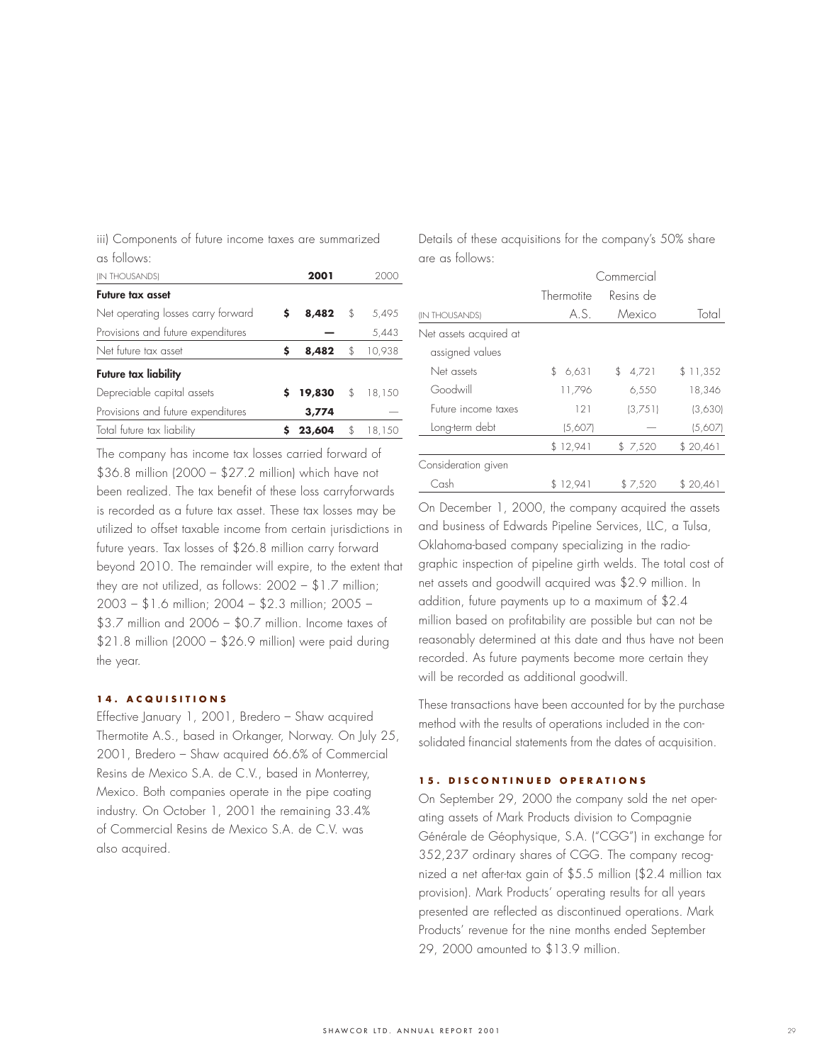iii) Components of future income taxes are summarized as follows:

| (IN THOUSANDS) | 2001 | 2000 |
|---|---|---|
| **Future tax asset** | | |
| Net operating losses carry forward | **$ 8,482** | $ 5,495 |
| Provisions and future expenditures | **—** | 5,443 |
| Net future tax asset | **$ 8,482** | $ 10,938 |
| **Future tax liability** | | |
| Depreciable capital assets | **$ 19,830** | $ 18,150 |
| Provisions and future expenditures | **3,774** | — |
| Total future tax liability | **$ 23,604** | $ 18,150 |

The company has income tax losses carried forward of $36.8 million (2000 – $27.2 million) which have not been realized. The tax benefit of these loss carryforwards is recorded as a future tax asset. These tax losses may be utilized to offset taxable income from certain jurisdictions in future years. Tax losses of $26.8 million carry forward beyond 2010. The remainder will expire, to the extent that they are not utilized, as follows: 2002 – $1.7 million; 2003 – $1.6 million; 2004 – $2.3 million; 2005 – $3.7 million and 2006 – $0.7 million. Income taxes of $21.8 million (2000 – $26.9 million) were paid during the year.

## 14. ACQUISITIONS

Effective January 1, 2001, Bredero – Shaw acquired Thermotite A.S., based in Orkanger, Norway. On July 25, 2001, Bredero – Shaw acquired 66.6% of Commercial Resins de Mexico S.A. de C.V., based in Monterrey, Mexico. Both companies operate in the pipe coating industry. On October 1, 2001 the remaining 33.4% of Commercial Resins de Mexico S.A. de C.V. was also acquired.

Details of these acquisitions for the company's 50% share are as follows:

| (IN THOUSANDS) | Thermotite A.S. | Commercial Resins de Mexico | Total |
|---|---|---|---|
| Net assets acquired at assigned values | | | |
| Net assets | $ 6,631 | $ 4,721 | $ 11,352 |
| Goodwill | 11,796 | 6,550 | 18,346 |
| Future income taxes | 121 | (3,751) | (3,630) |
| Long-term debt | (5,607) | — | (5,607) |
| | $ 12,941 | $ 7,520 | $ 20,461 |
| Consideration given | | | |
| Cash | $ 12,941 | $ 7,520 | $ 20,461 |

On December 1, 2000, the company acquired the assets and business of Edwards Pipeline Services, LLC, a Tulsa, Oklahoma-based company specializing in the radiographic inspection of pipeline girth welds. The total cost of net assets and goodwill acquired was $2.9 million. In addition, future payments up to a maximum of $2.4 million based on profitability are possible but can not be reasonably determined at this date and thus have not been recorded. As future payments become more certain they will be recorded as additional goodwill.

These transactions have been accounted for by the purchase method with the results of operations included in the consolidated financial statements from the dates of acquisition.

## 15. DISCONTINUED OPERATIONS

On September 29, 2000 the company sold the net operating assets of Mark Products division to Compagnie Générale de Géophysique, S.A. ("CGG") in exchange for 352,237 ordinary shares of CGG. The company recognized a net after-tax gain of $5.5 million ($2.4 million tax provision). Mark Products' operating results for all years presented are reflected as discontinued operations. Mark Products' revenue for the nine months ended September 29, 2000 amounted to $13.9 million.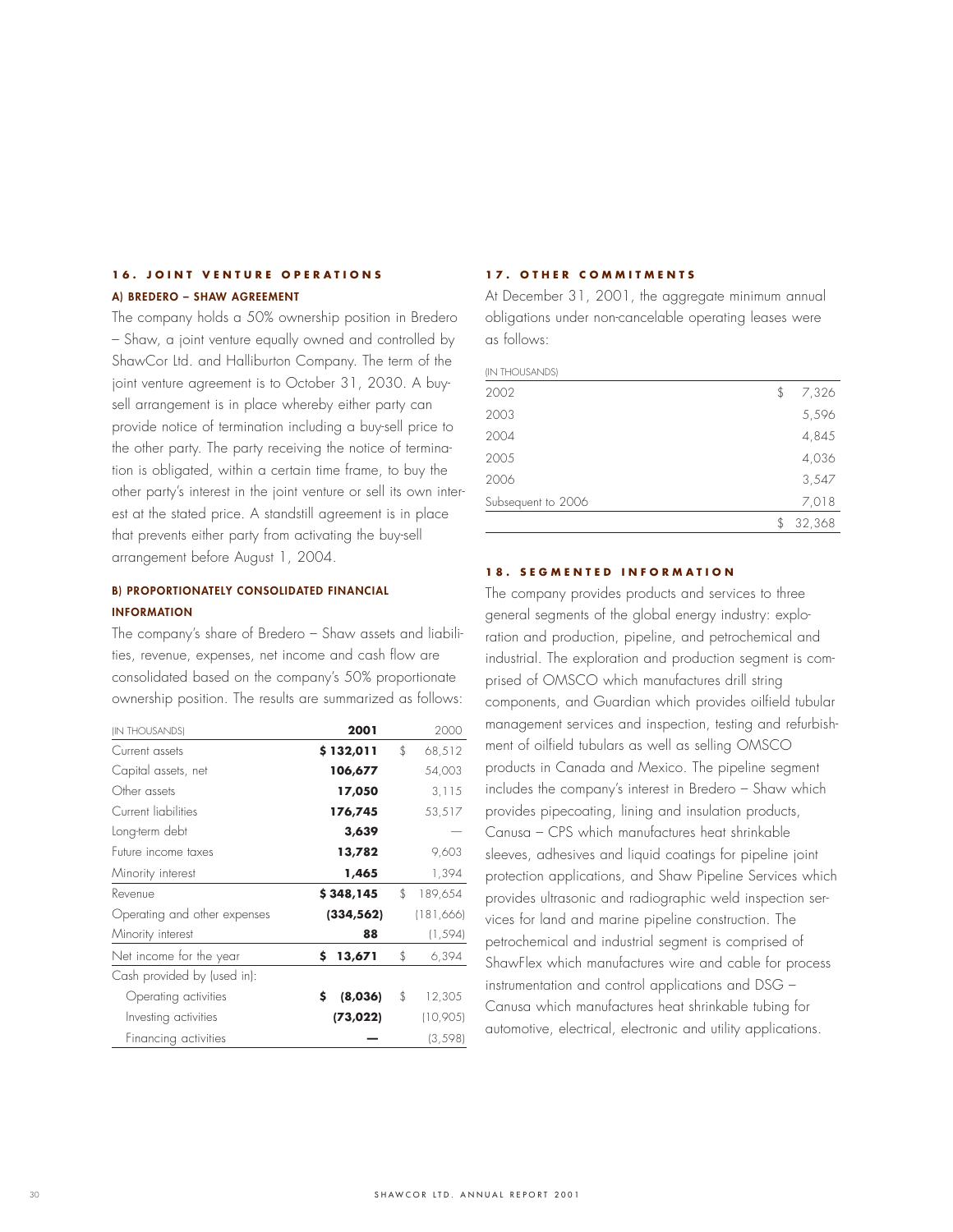## 16. JOINT VENTURE OPERATIONS

### A) BREDERO – SHAW AGREEMENT

The company holds a 50% ownership position in Bredero – Shaw, a joint venture equally owned and controlled by ShawCor Ltd. and Halliburton Company. The term of the joint venture agreement is to October 31, 2030. A buy-sell arrangement is in place whereby either party can provide notice of termination including a buy-sell price to the other party. The party receiving the notice of termination is obligated, within a certain time frame, to buy the other party's interest in the joint venture or sell its own interest at the stated price. A standstill agreement is in place that prevents either party from activating the buy-sell arrangement before August 1, 2004.

### B) PROPORTIONATELY CONSOLIDATED FINANCIAL INFORMATION

The company's share of Bredero – Shaw assets and liabilities, revenue, expenses, net income and cash flow are consolidated based on the company's 50% proportionate ownership position. The results are summarized as follows:

| (IN THOUSANDS) | **2001** | 2000 |
|---|---|---|
| Current assets | **$ 132,011** | $ 68,512 |
| Capital assets, net | **106,677** | 54,003 |
| Other assets | **17,050** | 3,115 |
| Current liabilities | **176,745** | 53,517 |
| Long-term debt | **3,639** | — |
| Future income taxes | **13,782** | 9,603 |
| Minority interest | **1,465** | 1,394 |
| Revenue | **$ 348,145** | $ 189,654 |
| Operating and other expenses | **(334,562)** | (181,666) |
| Minority interest | **88** | (1,594) |
| Net income for the year | **$ 13,671** | $ 6,394 |
| Cash provided by (used in): | | |
| Operating activities | **$ (8,036)** | $ 12,305 |
| Investing activities | **(73,022)** | (10,905) |
| Financing activities | **—** | (3,598) |

## 17. OTHER COMMITMENTS

At December 31, 2001, the aggregate minimum annual obligations under non-cancelable operating leases were as follows:

| (IN THOUSANDS) | |
|---|---|
| 2002 | $ 7,326 |
| 2003 | 5,596 |
| 2004 | 4,845 |
| 2005 | 4,036 |
| 2006 | 3,547 |
| Subsequent to 2006 | 7,018 |
| | $ 32,368 |

## 18. SEGMENTED INFORMATION

The company provides products and services to three general segments of the global energy industry: exploration and production, pipeline, and petrochemical and industrial. The exploration and production segment is comprised of OMSCO which manufactures drill string components, and Guardian which provides oilfield tubular management services and inspection, testing and refurbishment of oilfield tubulars as well as selling OMSCO products in Canada and Mexico. The pipeline segment includes the company's interest in Bredero – Shaw which provides pipecoating, lining and insulation products, Canusa – CPS which manufactures heat shrinkable sleeves, adhesives and liquid coatings for pipeline joint protection applications, and Shaw Pipeline Services which provides ultrasonic and radiographic weld inspection services for land and marine pipeline construction. The petrochemical and industrial segment is comprised of ShawFlex which manufactures wire and cable for process instrumentation and control applications and DSG – Canusa which manufactures heat shrinkable tubing for automotive, electrical, electronic and utility applications.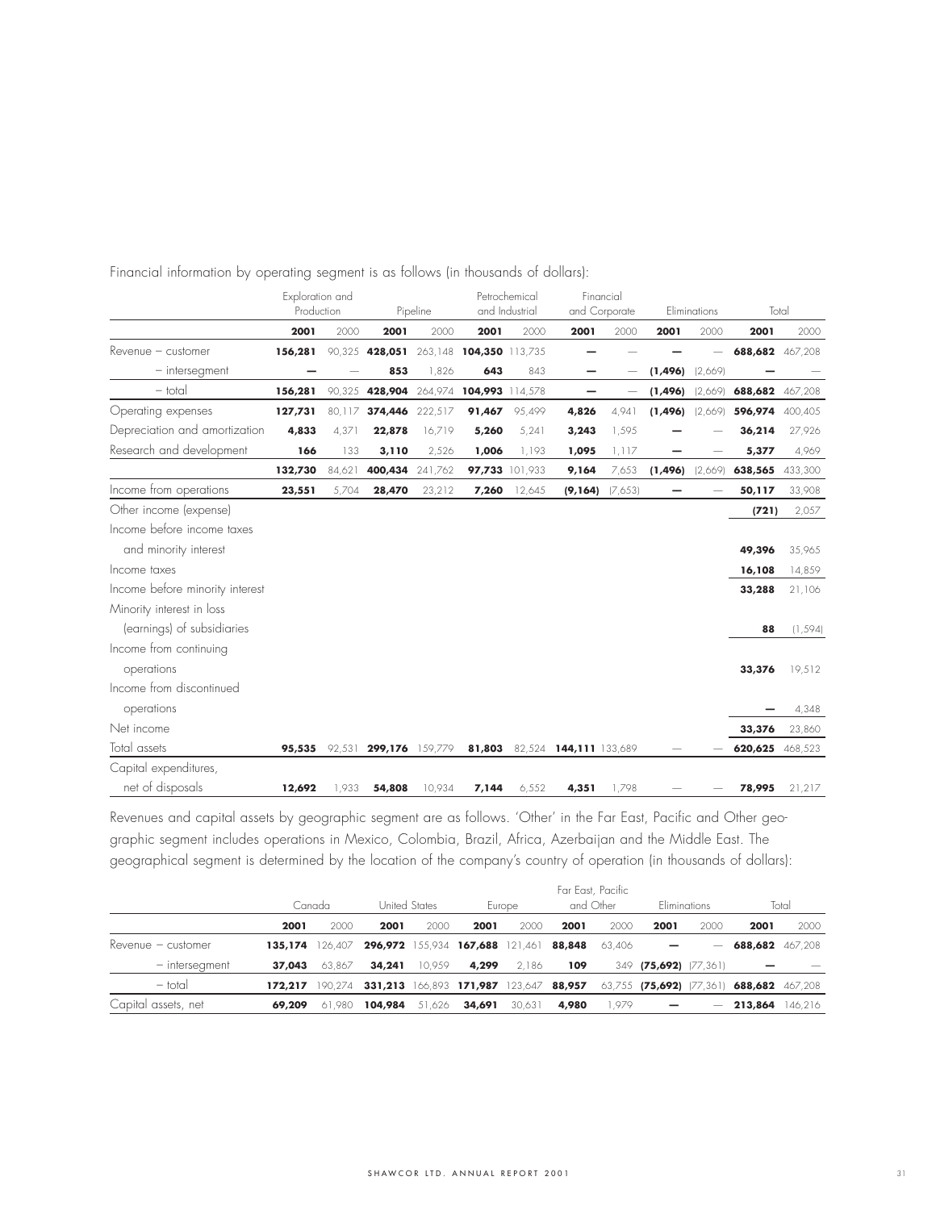Financial information by operating segment is as follows (in thousands of dollars):

| | Exploration and Production | | Pipeline | | Petrochemical and Industrial | | Financial and Corporate | | Eliminations | | Total | |
|---|---|---|---|---|---|---|---|---|---|---|---|---|
| | **2001** | 2000 | **2001** | 2000 | **2001** | 2000 | **2001** | 2000 | **2001** | 2000 | **2001** | 2000 |
| Revenue – customer | **156,281** | 90,325 | **428,051** | 263,148 | **104,350** | 113,735 | **—** | — | **—** | — | **688,682** | 467,208 |
| – intersegment | **—** | — | **853** | 1,826 | **643** | 843 | **—** | — | **(1,496)** | (2,669) | **—** | — |
| – total | **156,281** | 90,325 | **428,904** | 264,974 | **104,993** | 114,578 | **—** | — | **(1,496)** | (2,669) | **688,682** | 467,208 |
| Operating expenses | **127,731** | 80,117 | **374,446** | 222,517 | **91,467** | 95,499 | **4,826** | 4,941 | **(1,496)** | (2,669) | **596,974** | 400,405 |
| Depreciation and amortization | **4,833** | 4,371 | **22,878** | 16,719 | **5,260** | 5,241 | **3,243** | 1,595 | **—** | — | **36,214** | 27,926 |
| Research and development | **166** | 133 | **3,110** | 2,526 | **1,006** | 1,193 | **1,095** | 1,117 | **—** | — | **5,377** | 4,969 |
| | **132,730** | 84,621 | **400,434** | 241,762 | **97,733** | 101,933 | **9,164** | 7,653 | **(1,496)** | (2,669) | **638,565** | 433,300 |
| Income from operations | **23,551** | 5,704 | **28,470** | 23,212 | **7,260** | 12,645 | **(9,164)** | (7,653) | **—** | — | **50,117** | 33,908 |
| Other income (expense) | | | | | | | | | | | **(721)** | 2,057 |
| Income before income taxes and minority interest | | | | | | | | | | | **49,396** | 35,965 |
| Income taxes | | | | | | | | | | | **16,108** | 14,859 |
| Income before minority interest | | | | | | | | | | | **33,288** | 21,106 |
| Minority interest in loss (earnings) of subsidiaries | | | | | | | | | | | **88** | (1,594) |
| Income from continuing operations | | | | | | | | | | | **33,376** | 19,512 |
| Income from discontinued operations | | | | | | | | | | | **—** | 4,348 |
| Net income | | | | | | | | | | | **33,376** | 23,860 |
| Total assets | **95,535** | 92,531 | **299,176** | 159,779 | **81,803** | 82,524 | **144,111** | 133,689 | — | — | **620,625** | 468,523 |
| Capital expenditures, net of disposals | **12,692** | 1,933 | **54,808** | 10,934 | **7,144** | 6,552 | **4,351** | 1,798 | — | — | **78,995** | 21,217 |

Revenues and capital assets by geographic segment are as follows. 'Other' in the Far East, Pacific and Other geographic segment includes operations in Mexico, Colombia, Brazil, Africa, Azerbaijan and the Middle East. The geographical segment is determined by the location of the company's country of operation (in thousands of dollars):

| | Canada | | United States | | Europe | | Far East, Pacific and Other | | Eliminations | | Total | |
|---|---|---|---|---|---|---|---|---|---|---|---|---|
| | **2001** | 2000 | **2001** | 2000 | **2001** | 2000 | **2001** | 2000 | **2001** | 2000 | **2001** | 2000 |
| Revenue – customer | **135,174** | 126,407 | **296,972** | 155,934 | **167,688** | 121,461 | **88,848** | 63,406 | **—** | — | **688,682** | 467,208 |
| – intersegment | **37,043** | 63,867 | **34,241** | 10,959 | **4,299** | 2,186 | **109** | 349 | **(75,692)** | (77,361) | **—** | — |
| – total | **172,217** | 190,274 | **331,213** | 166,893 | **171,987** | 123,647 | **88,957** | 63,755 | **(75,692)** | (77,361) | **688,682** | 467,208 |
| Capital assets, net | **69,209** | 61,980 | **104,984** | 51,626 | **34,691** | 30,631 | **4,980** | 1,979 | **—** | — | **213,864** | 146,216 |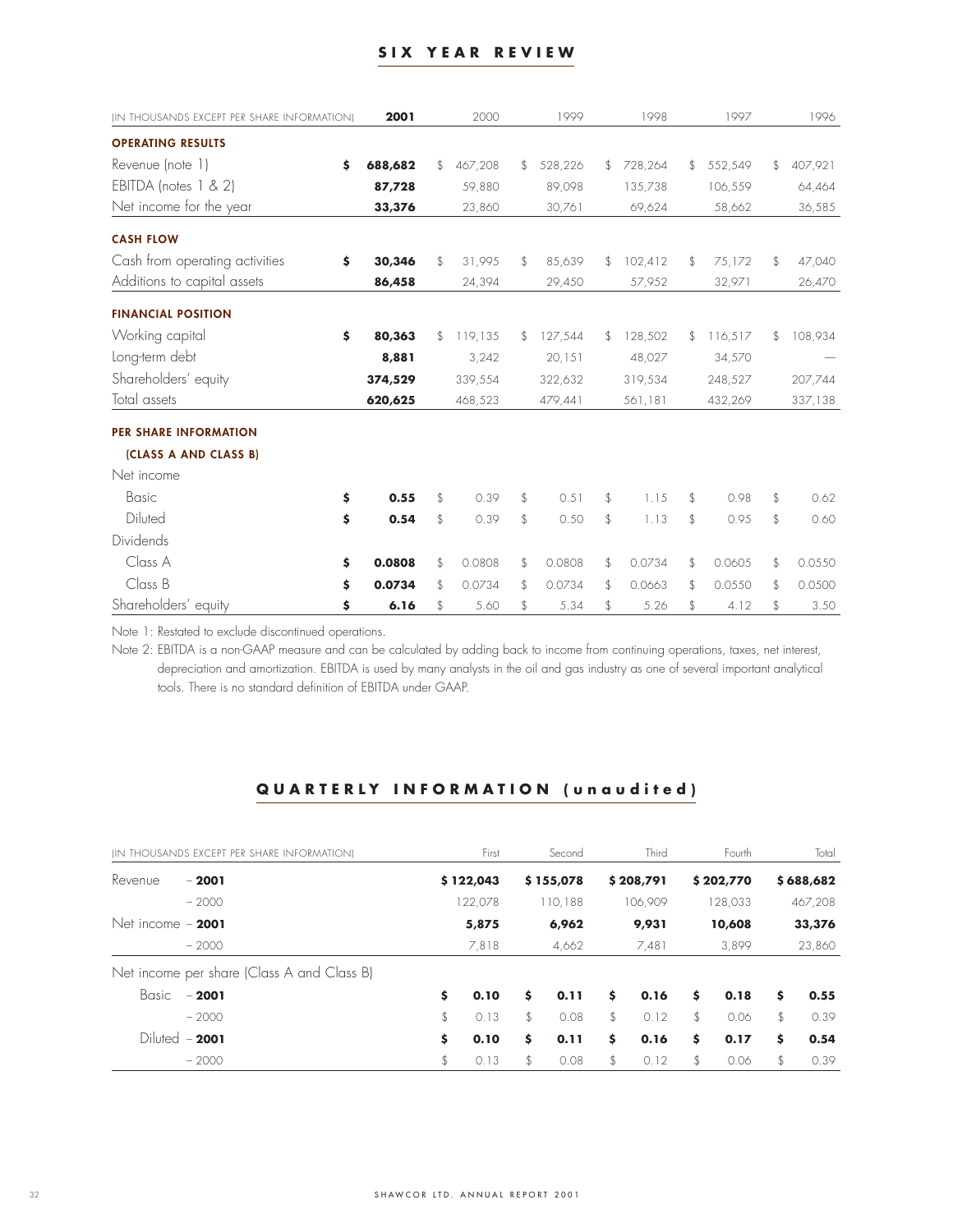# SIX YEAR REVIEW

| (IN THOUSANDS EXCEPT PER SHARE INFORMATION) | **2001** | 2000 | 1999 | 1998 | 1997 | 1996 |
|---|---|---|---|---|---|---|
| **OPERATING RESULTS** | | | | | | |
| Revenue (note 1) | **$ 688,682** | $ 467,208 | $ 528,226 | $ 728,264 | $ 552,549 | $ 407,921 |
| EBITDA (notes 1 & 2) | **87,728** | 59,880 | 89,098 | 135,738 | 106,559 | 64,464 |
| Net income for the year | **33,376** | 23,860 | 30,761 | 69,624 | 58,662 | 36,585 |
| **CASH FLOW** | | | | | | |
| Cash from operating activities | **$ 30,346** | $ 31,995 | $ 85,639 | $ 102,412 | $ 75,172 | $ 47,040 |
| Additions to capital assets | **86,458** | 24,394 | 29,450 | 57,952 | 32,971 | 26,470 |
| **FINANCIAL POSITION** | | | | | | |
| Working capital | **$ 80,363** | $ 119,135 | $ 127,544 | $ 128,502 | $ 116,517 | $ 108,934 |
| Long-term debt | **8,881** | 3,242 | 20,151 | 48,027 | 34,570 | — |
| Shareholders' equity | **374,529** | 339,554 | 322,632 | 319,534 | 248,527 | 207,744 |
| Total assets | **620,625** | 468,523 | 479,441 | 561,181 | 432,269 | 337,138 |
| **PER SHARE INFORMATION (CLASS A AND CLASS B)** | | | | | | |
| Net income | | | | | | |
| Basic | **$ 0.55** | $ 0.39 | $ 0.51 | $ 1.15 | $ 0.98 | $ 0.62 |
| Diluted | **$ 0.54** | $ 0.39 | $ 0.50 | $ 1.13 | $ 0.95 | $ 0.60 |
| Dividends | | | | | | |
| Class A | **$ 0.0808** | $ 0.0808 | $ 0.0808 | $ 0.0734 | $ 0.0605 | $ 0.0550 |
| Class B | **$ 0.0734** | $ 0.0734 | $ 0.0734 | $ 0.0663 | $ 0.0550 | $ 0.0500 |
| Shareholders' equity | **$ 6.16** | $ 5.60 | $ 5.34 | $ 5.26 | $ 4.12 | $ 3.50 |

Note 1: Restated to exclude discontinued operations.

Note 2: EBITDA is a non-GAAP measure and can be calculated by adding back to income from continuing operations, taxes, net interest, depreciation and amortization. EBITDA is used by many analysts in the oil and gas industry as one of several important analytical tools. There is no standard definition of EBITDA under GAAP.

# QUARTERLY INFORMATION (unaudited)

| (IN THOUSANDS EXCEPT PER SHARE INFORMATION) | | First | Second | Third | Fourth | Total |
|---|---|---|---|---|---|---|
| Revenue | **– 2001** | **$ 122,043** | **$ 155,078** | **$ 208,791** | **$ 202,770** | **$ 688,682** |
| | – 2000 | 122,078 | 110,188 | 106,909 | 128,033 | 467,208 |
| Net income | **– 2001** | **5,875** | **6,962** | **9,931** | **10,608** | **33,376** |
| | – 2000 | 7,818 | 4,662 | 7,481 | 3,899 | 23,860 |
| Net income per share (Class A and Class B) | | | | | | |
| Basic | **– 2001** | **$ 0.10** | **$ 0.11** | **$ 0.16** | **$ 0.18** | **$ 0.55** |
| | – 2000 | $ 0.13 | $ 0.08 | $ 0.12 | $ 0.06 | $ 0.39 |
| Diluted | **– 2001** | **$ 0.10** | **$ 0.11** | **$ 0.16** | **$ 0.17** | **$ 0.54** |
| | – 2000 | $ 0.13 | $ 0.08 | $ 0.12 | $ 0.06 | $ 0.39 |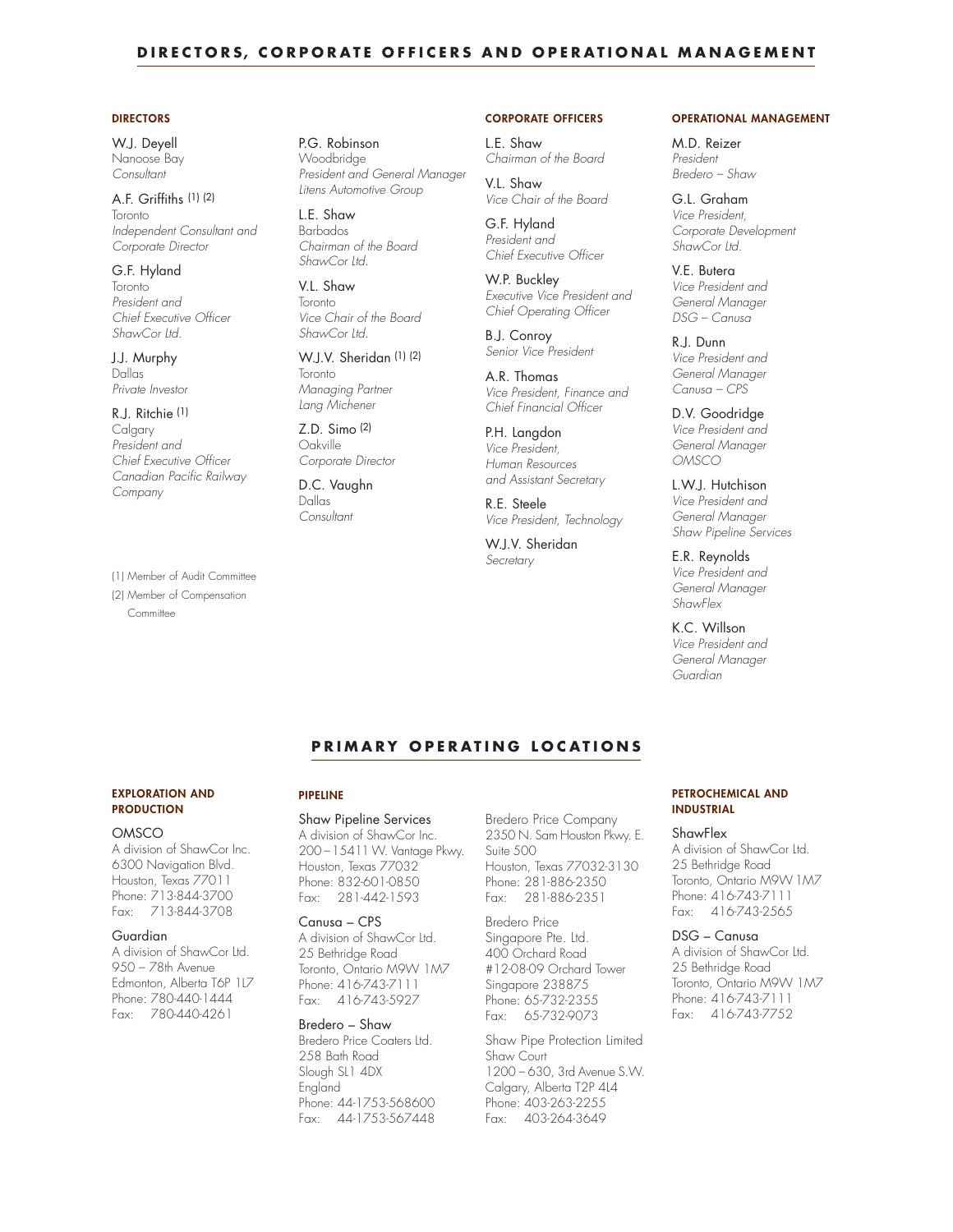# DIRECTORS, CORPORATE OFFICERS AND OPERATIONAL MANAGEMENT

### DIRECTORS

W.J. Deyell
Nanoose Bay
*Consultant*

A.F. Griffiths (1) (2)
Toronto
*Independent Consultant and Corporate Director*

G.F. Hyland
Toronto
*President and Chief Executive Officer ShawCor Ltd.*

J.J. Murphy
Dallas
*Private Investor*

R.J. Ritchie (1)
Calgary
*President and Chief Executive Officer Canadian Pacific Railway Company*

P.G. Robinson
Woodbridge
*President and General Manager Litens Automotive Group*

L.E. Shaw
Barbados
*Chairman of the Board ShawCor Ltd.*

V.L. Shaw
Toronto
*Vice Chair of the Board ShawCor Ltd.*

W.J.V. Sheridan (1) (2)
Toronto
*Managing Partner Lang Michener*

Z.D. Simo (2)
Oakville
*Corporate Director*

D.C. Vaughn
Dallas
*Consultant*

(1) Member of Audit Committee
(2) Member of Compensation Committee

### CORPORATE OFFICERS

L.E. Shaw
*Chairman of the Board*

V.L. Shaw
*Vice Chair of the Board*

G.F. Hyland
*President and Chief Executive Officer*

W.P. Buckley
*Executive Vice President and Chief Operating Officer*

B.J. Conroy
*Senior Vice President*

A.R. Thomas
*Vice President, Finance and Chief Financial Officer*

P.H. Langdon
*Vice President, Human Resources and Assistant Secretary*

R.E. Steele
*Vice President, Technology*

W.J.V. Sheridan
*Secretary*

### OPERATIONAL MANAGEMENT

M.D. Reizer
*President Bredero – Shaw*

G.L. Graham
*Vice President, Corporate Development ShawCor Ltd.*

V.E. Butera
*Vice President and General Manager DSG – Canusa*

R.J. Dunn
*Vice President and General Manager Canusa – CPS*

D.V. Goodridge
*Vice President and General Manager OMSCO*

L.W.J. Hutchison
*Vice President and General Manager Shaw Pipeline Services*

E.R. Reynolds
*Vice President and General Manager ShawFlex*

K.C. Willson
*Vice President and General Manager Guardian*

# PRIMARY OPERATING LOCATIONS

### EXPLORATION AND PRODUCTION

OMSCO
A division of ShawCor Inc.
6300 Navigation Blvd.
Houston, Texas 77011
Phone: 713-844-3700
Fax: 713-844-3708

Guardian
A division of ShawCor Ltd.
950 – 78th Avenue
Edmonton, Alberta T6P 1L7
Phone: 780-440-1444
Fax: 780-440-4261

### PIPELINE

Shaw Pipeline Services
A division of ShawCor Inc.
200 – 15411 W. Vantage Pkwy.
Houston, Texas 77032
Phone: 832-601-0850
Fax: 281-442-1593

Canusa – CPS
A division of ShawCor Ltd.
25 Bethridge Road
Toronto, Ontario M9W 1M7
Phone: 416-743-7111
Fax: 416-743-5927

Bredero – Shaw
Bredero Price Coaters Ltd.
258 Bath Road
Slough SL1 4DX
England
Phone: 44-1753-568600
Fax: 44-1753-567448

Bredero Price Company
2350 N. Sam Houston Pkwy. E.
Suite 500
Houston, Texas 77032-3130
Phone: 281-886-2350
Fax: 281-886-2351

Bredero Price
Singapore Pte. Ltd.
400 Orchard Road
#12-08-09 Orchard Tower
Singapore 238875
Phone: 65-732-2355
Fax: 65-732-9073

Shaw Pipe Protection Limited
Shaw Court
1200 – 630, 3rd Avenue S.W.
Calgary, Alberta T2P 4L4
Phone: 403-263-2255
Fax: 403-264-3649

### PETROCHEMICAL AND INDUSTRIAL

ShawFlex
A division of ShawCor Ltd.
25 Bethridge Road
Toronto, Ontario M9W 1M7
Phone: 416-743-7111
Fax: 416-743-2565

DSG – Canusa
A division of ShawCor Ltd.
25 Bethridge Road
Toronto, Ontario M9W 1M7
Phone: 416-743-7111
Fax: 416-743-7752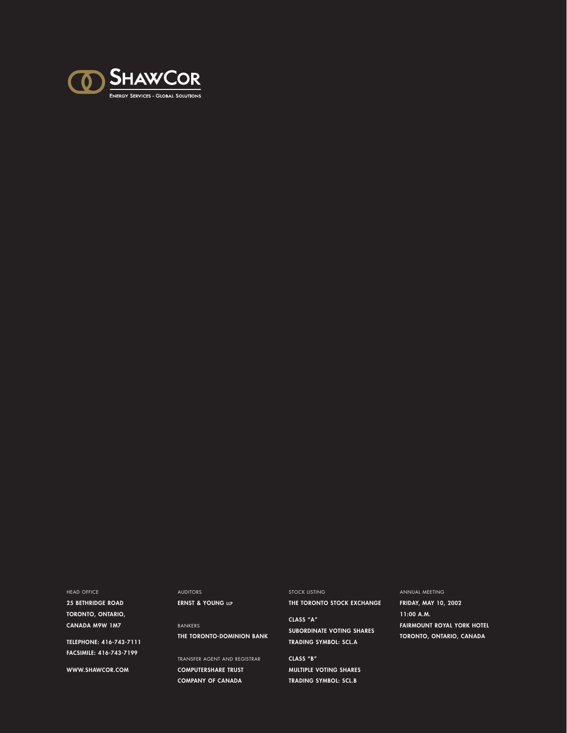**ShawCor**

Energy Services · Global Solutions

HEAD OFFICE

**25 BETHRIDGE ROAD**
**TORONTO, ONTARIO,**
**CANADA M9W 1M7**

**TELEPHONE: 416-743-7111**
**FACSIMILE: 416-743-7199**

**WWW.SHAWCOR.COM**

AUDITORS

**ERNST & YOUNG LLP**

BANKERS

**THE TORONTO-DOMINION BANK**

TRANSFER AGENT AND REGISTRAR

**COMPUTERSHARE TRUST**
**COMPANY OF CANADA**

STOCK LISTING

**THE TORONTO STOCK EXCHANGE**

**CLASS "A"**
**SUBORDINATE VOTING SHARES**
**TRADING SYMBOL: SCL.A**

**CLASS "B"**
**MULTIPLE VOTING SHARES**
**TRADING SYMBOL: SCL.B**

ANNUAL MEETING

**FRIDAY, MAY 10, 2002**
**11:00 A.M.**
**FAIRMOUNT ROYAL YORK HOTEL**
**TORONTO, ONTARIO, CANADA**